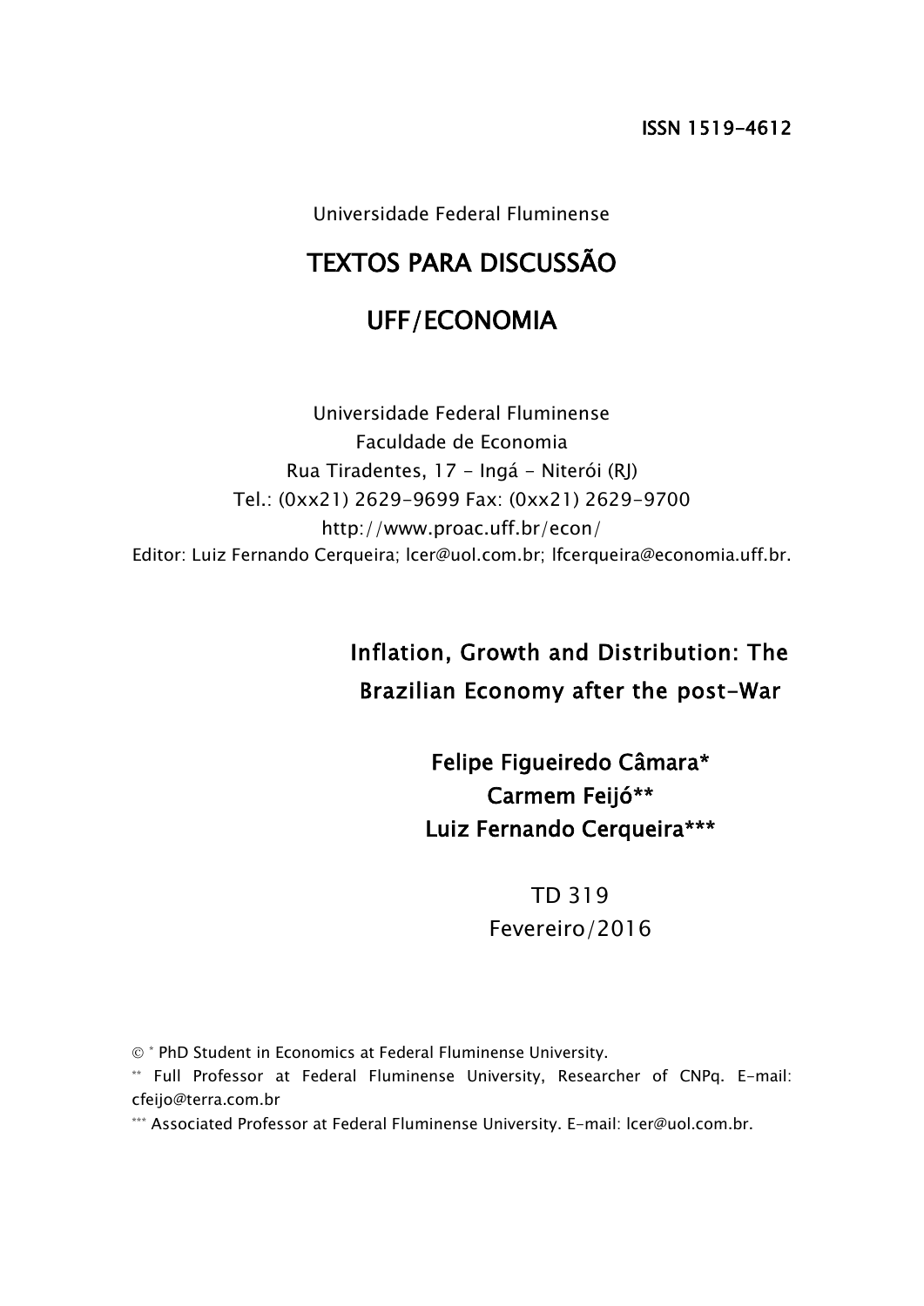ISSN 1519-4612

Universidade Federal Fluminense

# TEXTOS PARA DISCUSSÃO

# UFF/ECONOMIA

Universidade Federal Fluminense
Faculdade de Economia
Rua Tiradentes, 17 - Ingá - Niterói (RJ)
Tel.: (0xx21) 2629-9699 Fax: (0xx21) 2629-9700
http://www.proac.uff.br/econ/
Editor: Luiz Fernando Cerqueira; lcer@uol.com.br; lfcerqueira@economia.uff.br.

## Inflation, Growth and Distribution: The Brazilian Economy after the post-War

**Felipe Figueiredo Câmara***
**Carmem Feijó****
**Luiz Fernando Cerqueira*****

TD 319
Fevereiro/2016

© * PhD Student in Economics at Federal Fluminense University.

** Full Professor at Federal Fluminense University, Researcher of CNPq. E-mail: cfeijo@terra.com.br

*** Associated Professor at Federal Fluminense University. E-mail: lcer@uol.com.br.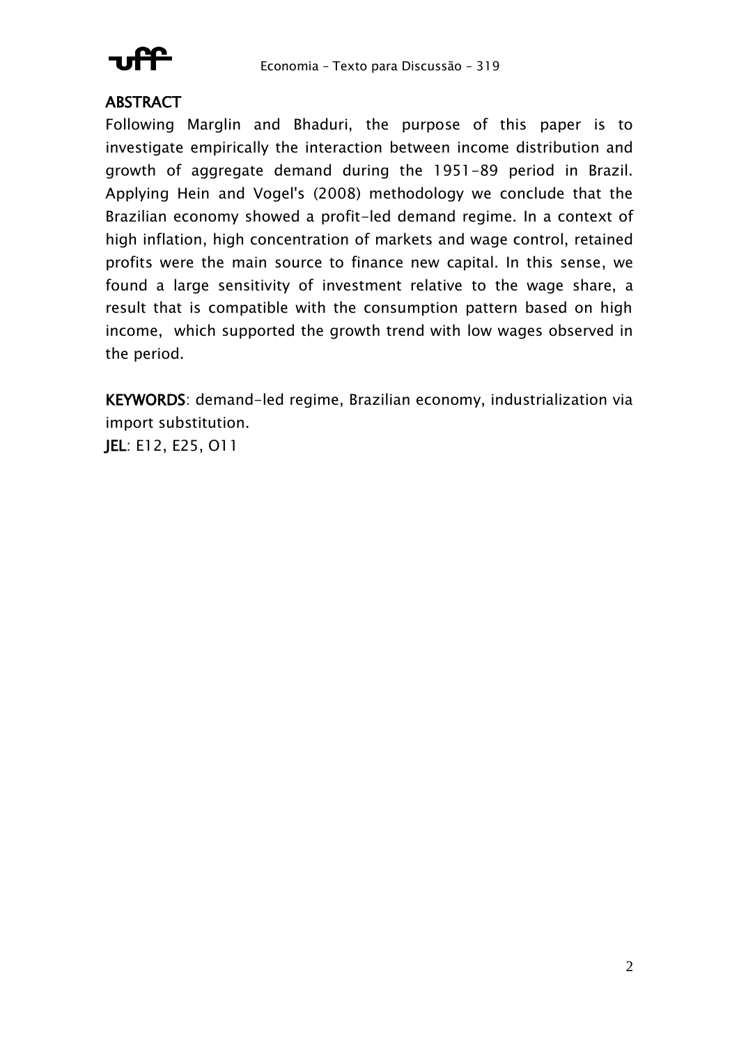## ABSTRACT

Following Marglin and Bhaduri, the purpose of this paper is to investigate empirically the interaction between income distribution and growth of aggregate demand during the 1951-89 period in Brazil. Applying Hein and Vogel's (2008) methodology we conclude that the Brazilian economy showed a profit-led demand regime. In a context of high inflation, high concentration of markets and wage control, retained profits were the main source to finance new capital. In this sense, we found a large sensitivity of investment relative to the wage share, a result that is compatible with the consumption pattern based on high income, which supported the growth trend with low wages observed in the period.

**KEYWORDS**: demand-led regime, Brazilian economy, industrialization via import substitution.

**JEL**: E12, E25, O11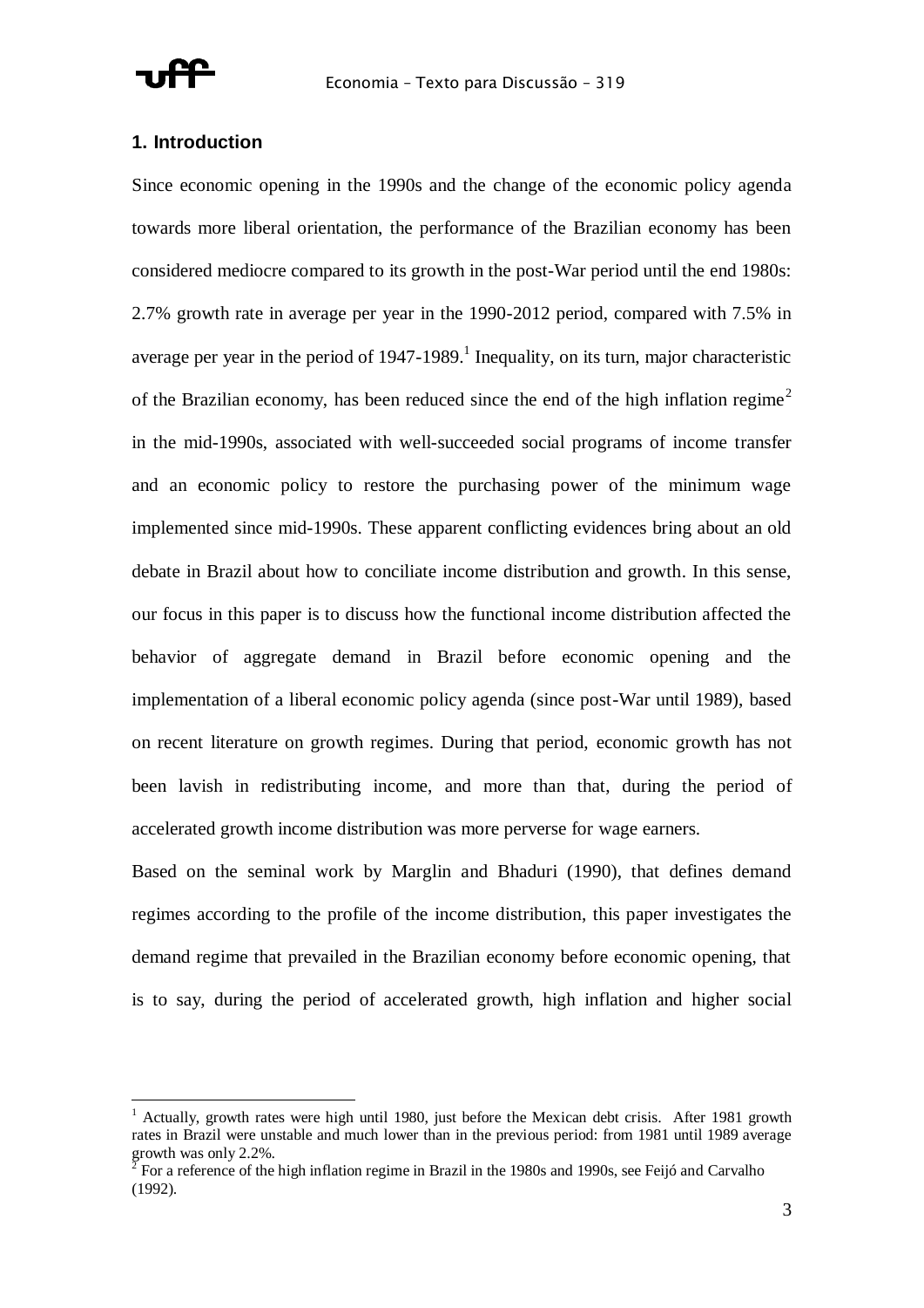## 1. Introduction

Since economic opening in the 1990s and the change of the economic policy agenda towards more liberal orientation, the performance of the Brazilian economy has been considered mediocre compared to its growth in the post-War period until the end 1980s: 2.7% growth rate in average per year in the 1990-2012 period, compared with 7.5% in average per year in the period of 1947-1989.[1] Inequality, on its turn, major characteristic of the Brazilian economy, has been reduced since the end of the high inflation regime[2] in the mid-1990s, associated with well-succeeded social programs of income transfer and an economic policy to restore the purchasing power of the minimum wage implemented since mid-1990s. These apparent conflicting evidences bring about an old debate in Brazil about how to conciliate income distribution and growth. In this sense, our focus in this paper is to discuss how the functional income distribution affected the behavior of aggregate demand in Brazil before economic opening and the implementation of a liberal economic policy agenda (since post-War until 1989), based on recent literature on growth regimes. During that period, economic growth has not been lavish in redistributing income, and more than that, during the period of accelerated growth income distribution was more perverse for wage earners.

Based on the seminal work by Marglin and Bhaduri (1990), that defines demand regimes according to the profile of the income distribution, this paper investigates the demand regime that prevailed in the Brazilian economy before economic opening, that is to say, during the period of accelerated growth, high inflation and higher social

[1] Actually, growth rates were high until 1980, just before the Mexican debt crisis. After 1981 growth rates in Brazil were unstable and much lower than in the previous period: from 1981 until 1989 average growth was only 2.2%.

[2] For a reference of the high inflation regime in Brazil in the 1980s and 1990s, see Feijó and Carvalho (1992).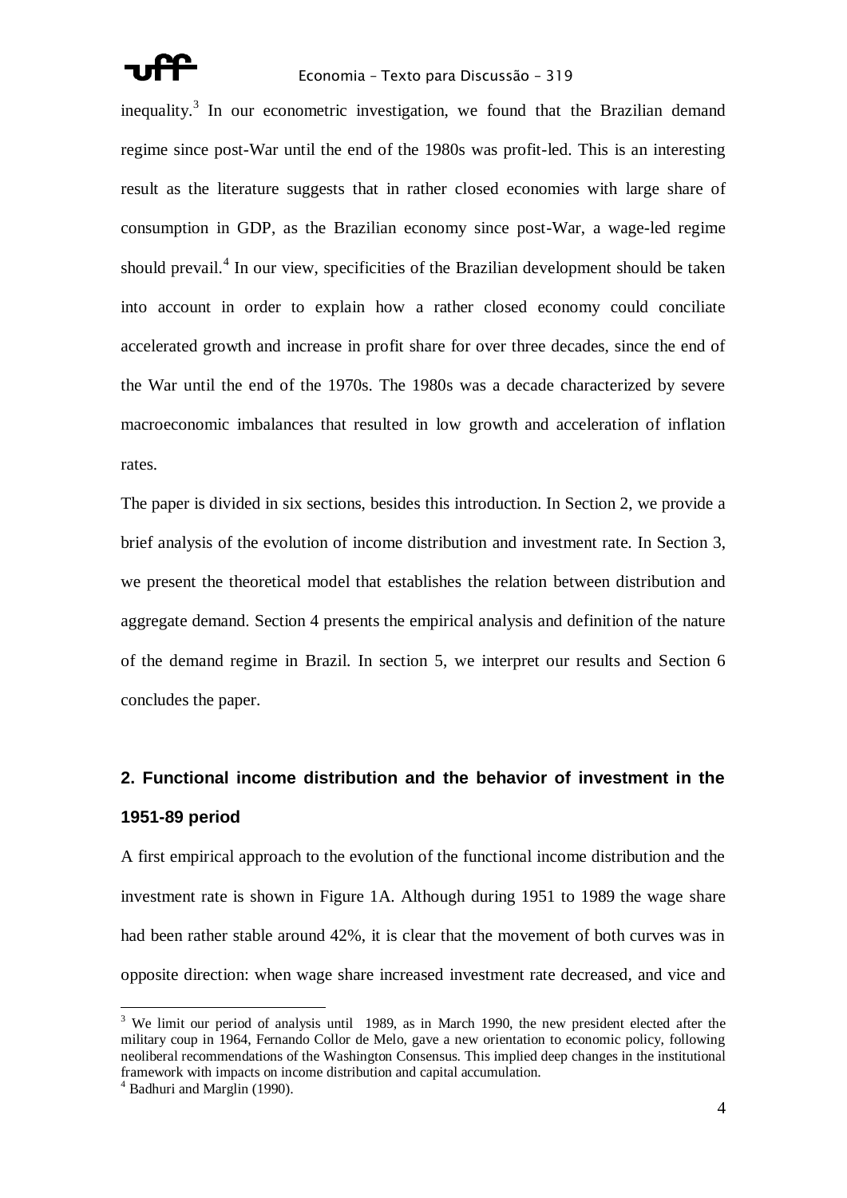inequality.[3] In our econometric investigation, we found that the Brazilian demand regime since post-War until the end of the 1980s was profit-led. This is an interesting result as the literature suggests that in rather closed economies with large share of consumption in GDP, as the Brazilian economy since post-War, a wage-led regime should prevail.[4] In our view, specificities of the Brazilian development should be taken into account in order to explain how a rather closed economy could conciliate accelerated growth and increase in profit share for over three decades, since the end of the War until the end of the 1970s. The 1980s was a decade characterized by severe macroeconomic imbalances that resulted in low growth and acceleration of inflation rates.

The paper is divided in six sections, besides this introduction. In Section 2, we provide a brief analysis of the evolution of income distribution and investment rate. In Section 3, we present the theoretical model that establishes the relation between distribution and aggregate demand. Section 4 presents the empirical analysis and definition of the nature of the demand regime in Brazil. In section 5, we interpret our results and Section 6 concludes the paper.

## 2. Functional income distribution and the behavior of investment in the 1951-89 period

A first empirical approach to the evolution of the functional income distribution and the investment rate is shown in Figure 1A. Although during 1951 to 1989 the wage share had been rather stable around 42%, it is clear that the movement of both curves was in opposite direction: when wage share increased investment rate decreased, and vice and

---

[3] We limit our period of analysis until 1989, as in March 1990, the new president elected after the military coup in 1964, Fernando Collor de Melo, gave a new orientation to economic policy, following neoliberal recommendations of the Washington Consensus. This implied deep changes in the institutional framework with impacts on income distribution and capital accumulation.

[4] Badhuri and Marglin (1990).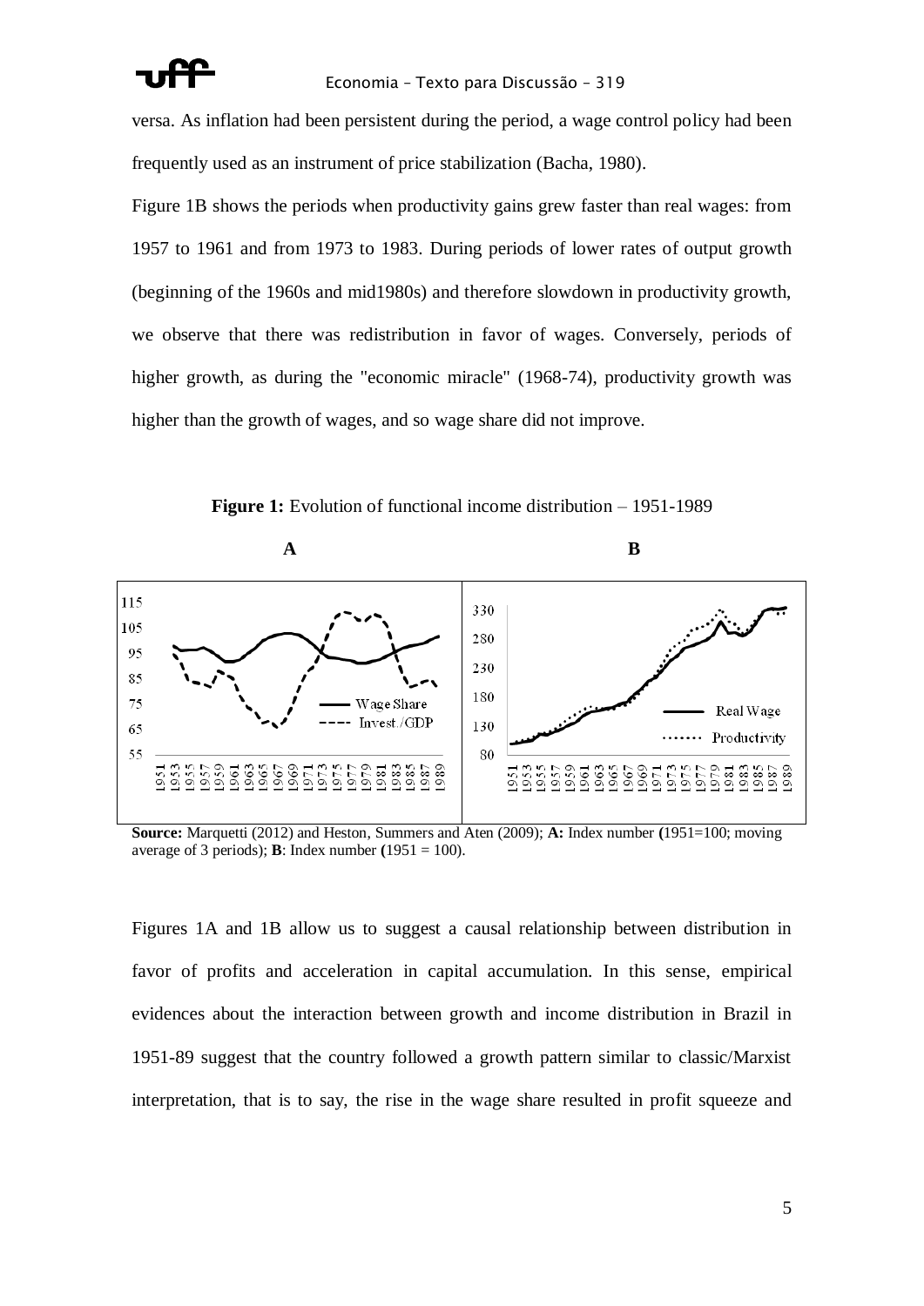versa. As inflation had been persistent during the period, a wage control policy had been frequently used as an instrument of price stabilization (Bacha, 1980).

Figure 1B shows the periods when productivity gains grew faster than real wages: from 1957 to 1961 and from 1973 to 1983. During periods of lower rates of output growth (beginning of the 1960s and mid1980s) and therefore slowdown in productivity growth, we observe that there was redistribution in favor of wages. Conversely, periods of higher growth, as during the "economic miracle" (1968-74), productivity growth was higher than the growth of wages, and so wage share did not improve.

**Figure 1:** Evolution of functional income distribution – 1951-1989

**Source:** Marquetti (2012) and Heston, Summers and Aten (2009); **A:** Index number **(**1951=100; moving average of 3 periods); **B**: Index number **(**1951 = 100).

Figures 1A and 1B allow us to suggest a causal relationship between distribution in favor of profits and acceleration in capital accumulation. In this sense, empirical evidences about the interaction between growth and income distribution in Brazil in 1951-89 suggest that the country followed a growth pattern similar to classic/Marxist interpretation, that is to say, the rise in the wage share resulted in profit squeeze and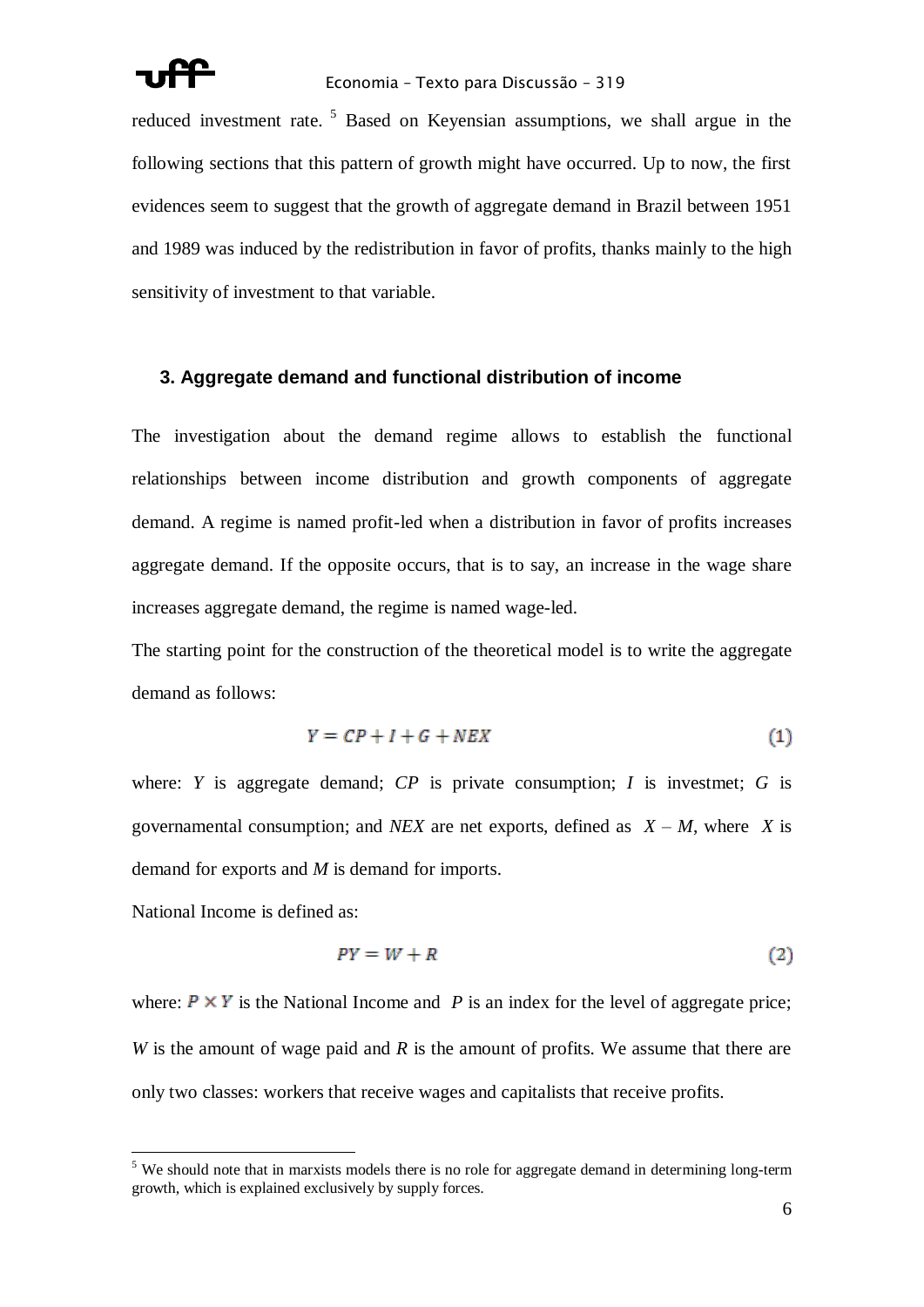reduced investment rate. [5] Based on Keyensian assumptions, we shall argue in the following sections that this pattern of growth might have occurred. Up to now, the first evidences seem to suggest that the growth of aggregate demand in Brazil between 1951 and 1989 was induced by the redistribution in favor of profits, thanks mainly to the high sensitivity of investment to that variable.

### 3. Aggregate demand and functional distribution of income

The investigation about the demand regime allows to establish the functional relationships between income distribution and growth components of aggregate demand. A regime is named profit-led when a distribution in favor of profits increases aggregate demand. If the opposite occurs, that is to say, an increase in the wage share increases aggregate demand, the regime is named wage-led.

The starting point for the construction of the theoretical model is to write the aggregate demand as follows:

$$Y = CP + I + G + NEX \tag{1}$$

where: $Y$ is aggregate demand; $CP$ is private consumption; $I$ is investmet; $G$ is governamental consumption; and $NEX$ are net exports, defined as $X - M$, where $X$ is demand for exports and $M$ is demand for imports.

National Income is defined as:

$$PY = W + R \tag{2}$$

where: $P \times Y$ is the National Income and $P$ is an index for the level of aggregate price; $W$ is the amount of wage paid and $R$ is the amount of profits. We assume that there are only two classes: workers that receive wages and capitalists that receive profits.

[5] We should note that in marxists models there is no role for aggregate demand in determining long-term growth, which is explained exclusively by supply forces.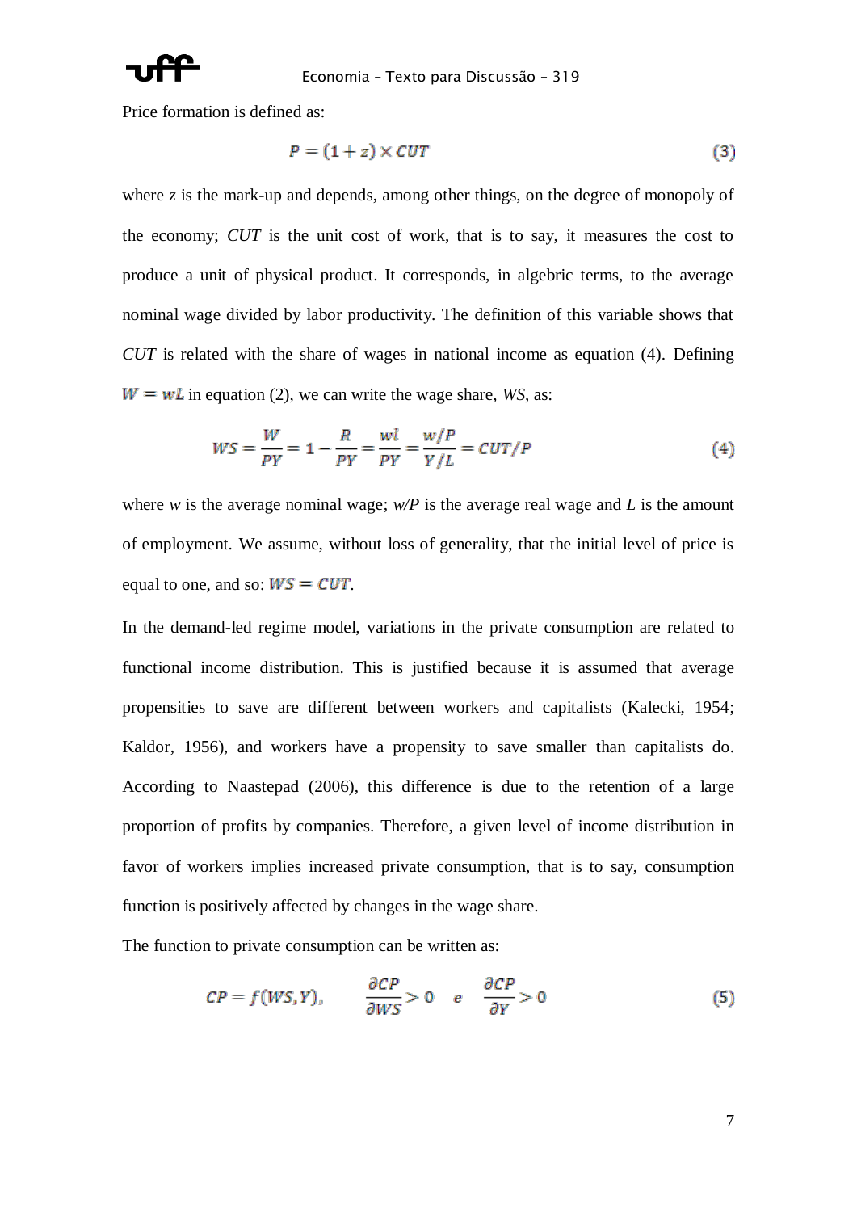Price formation is defined as:

$$P = (1 + z) \times CUT \tag{3}$$

where *z* is the mark-up and depends, among other things, on the degree of monopoly of the economy; *CUT* is the unit cost of work, that is to say, it measures the cost to produce a unit of physical product. It corresponds, in algebric terms, to the average nominal wage divided by labor productivity. The definition of this variable shows that *CUT* is related with the share of wages in national income as equation (4). Defining $W = wL$ in equation (2), we can write the wage share, *WS*, as:

$$WS = \frac{W}{PY} = 1 - \frac{R}{PY} = \frac{wl}{PY} = \frac{w/P}{Y/L} = CUT/P \tag{4}$$

where *w* is the average nominal wage; *w/P* is the average real wage and *L* is the amount of employment. We assume, without loss of generality, that the initial level of price is equal to one, and so: $WS = CUT$.

In the demand-led regime model, variations in the private consumption are related to functional income distribution. This is justified because it is assumed that average propensities to save are different between workers and capitalists (Kalecki, 1954; Kaldor, 1956), and workers have a propensity to save smaller than capitalists do. According to Naastepad (2006), this difference is due to the retention of a large proportion of profits by companies. Therefore, a given level of income distribution in favor of workers implies increased private consumption, that is to say, consumption function is positively affected by changes in the wage share.

The function to private consumption can be written as:

$$CP = f(WS, Y), \qquad \frac{\partial CP}{\partial WS} > 0 \quad e \quad \frac{\partial CP}{\partial Y} > 0 \tag{5}$$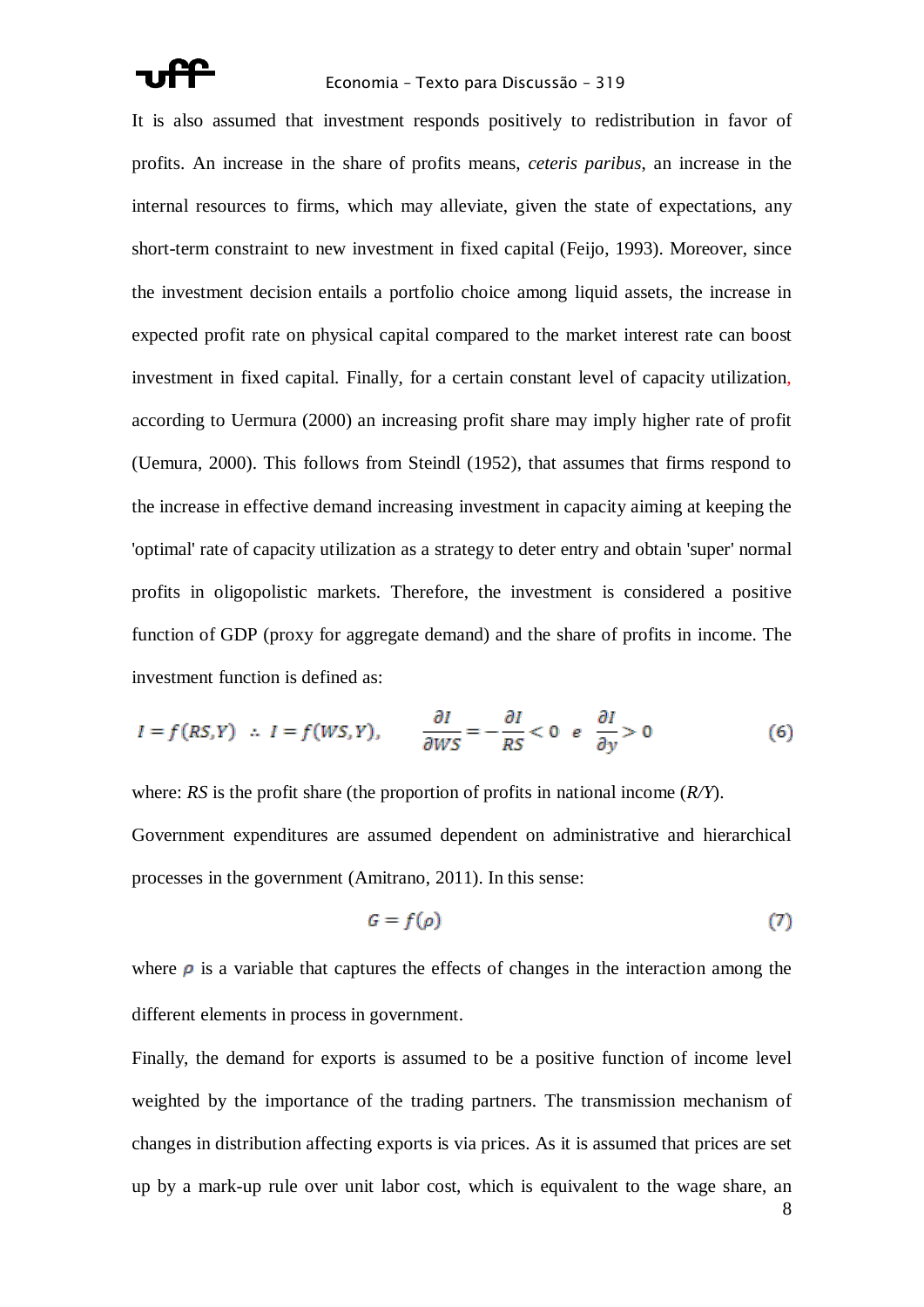It is also assumed that investment responds positively to redistribution in favor of profits. An increase in the share of profits means, *ceteris paribus*, an increase in the internal resources to firms, which may alleviate, given the state of expectations, any short-term constraint to new investment in fixed capital (Feijo, 1993). Moreover, since the investment decision entails a portfolio choice among liquid assets, the increase in expected profit rate on physical capital compared to the market interest rate can boost investment in fixed capital. Finally, for a certain constant level of capacity utilization, according to Uermura (2000) an increasing profit share may imply higher rate of profit (Uemura, 2000). This follows from Steindl (1952), that assumes that firms respond to the increase in effective demand increasing investment in capacity aiming at keeping the 'optimal' rate of capacity utilization as a strategy to deter entry and obtain 'super' normal profits in oligopolistic markets. Therefore, the investment is considered a positive function of GDP (proxy for aggregate demand) and the share of profits in income. The investment function is defined as:

$$I = f(RS, Y) \;\therefore\; I = f(WS, Y), \qquad \frac{\partial I}{\partial WS} = -\frac{\partial I}{RS} < 0 \;\; e \;\; \frac{\partial I}{\partial y} > 0 \tag{6}$$

where: *RS* is the profit share (the proportion of profits in national income (*R/Y*).

Government expenditures are assumed dependent on administrative and hierarchical processes in the government (Amitrano, 2011). In this sense:

$$G = f(\rho) \tag{7}$$

where $\rho$ is a variable that captures the effects of changes in the interaction among the different elements in process in government.

Finally, the demand for exports is assumed to be a positive function of income level weighted by the importance of the trading partners. The transmission mechanism of changes in distribution affecting exports is via prices. As it is assumed that prices are set up by a mark-up rule over unit labor cost, which is equivalent to the wage share, an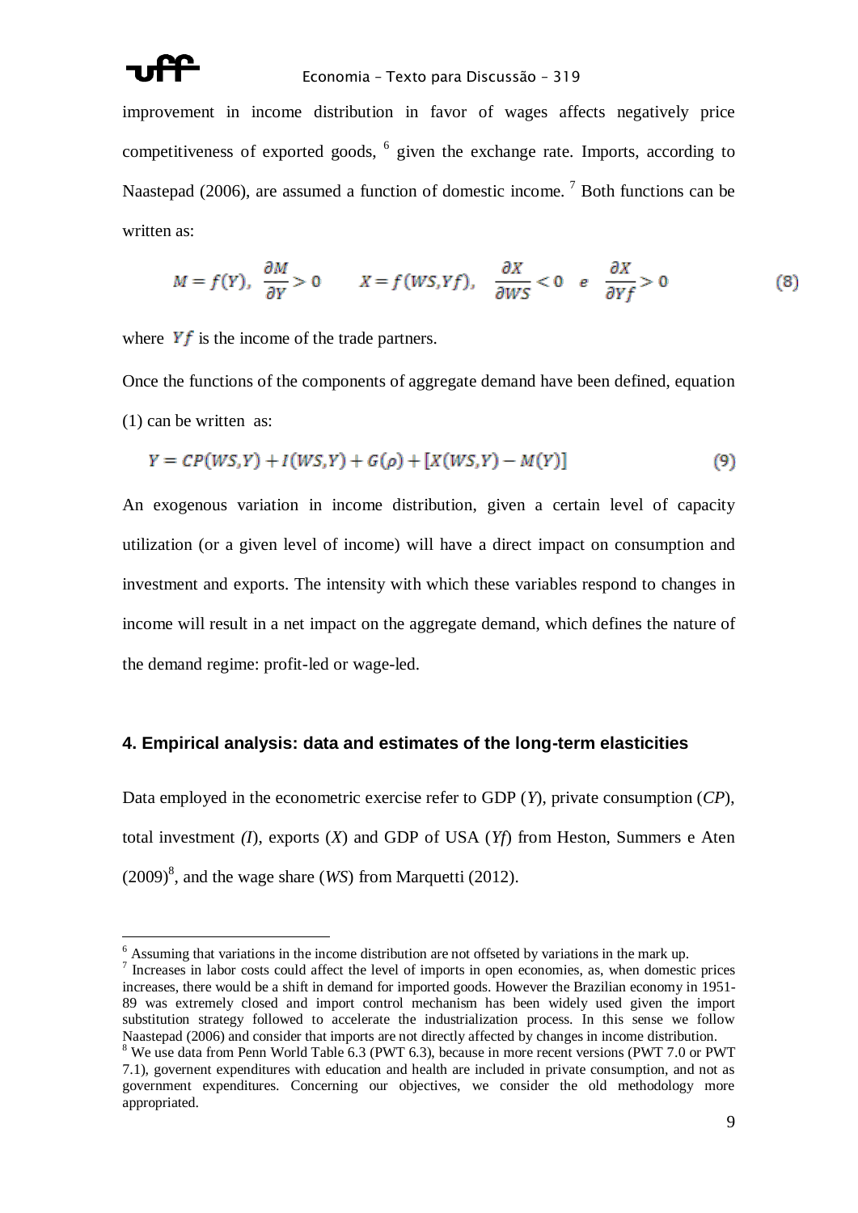improvement in income distribution in favor of wages affects negatively price competitiveness of exported goods, [6] given the exchange rate. Imports, according to Naastepad (2006), are assumed a function of domestic income. [7] Both functions can be written as:

$$M = f(Y),\ \frac{\partial M}{\partial Y} > 0 \qquad X = f(WS, Yf),\ \ \frac{\partial X}{\partial WS} < 0 \ \ e \ \ \frac{\partial X}{\partial Yf} > 0 \tag{8}$$

where $Yf$ is the income of the trade partners.

Once the functions of the components of aggregate demand have been defined, equation (1) can be written as:

$$Y = CP(WS, Y) + I(WS, Y) + G(\rho) + [X(WS, Y) - M(Y)] \tag{9}$$

An exogenous variation in income distribution, given a certain level of capacity utilization (or a given level of income) will have a direct impact on consumption and investment and exports. The intensity with which these variables respond to changes in income will result in a net impact on the aggregate demand, which defines the nature of the demand regime: profit-led or wage-led.

## 4. Empirical analysis: data and estimates of the long-term elasticities

Data employed in the econometric exercise refer to GDP (*Y*), private consumption (*CP*), total investment *(I*), exports (*X*) and GDP of USA (*Yf*) from Heston, Summers e Aten (2009)[8], and the wage share (*WS*) from Marquetti (2012).

---

[6] Assuming that variations in the income distribution are not offseted by variations in the mark up.

[7] Increases in labor costs could affect the level of imports in open economies, as, when domestic prices increases, there would be a shift in demand for imported goods. However the Brazilian economy in 1951-89 was extremely closed and import control mechanism has been widely used given the import substitution strategy followed to accelerate the industrialization process. In this sense we follow Naastepad (2006) and consider that imports are not directly affected by changes in income distribution.

[8] We use data from Penn World Table 6.3 (PWT 6.3), because in more recent versions (PWT 7.0 or PWT 7.1), governent expenditures with education and health are included in private consumption, and not as government expenditures. Concerning our objectives, we consider the old methodology more appropriated.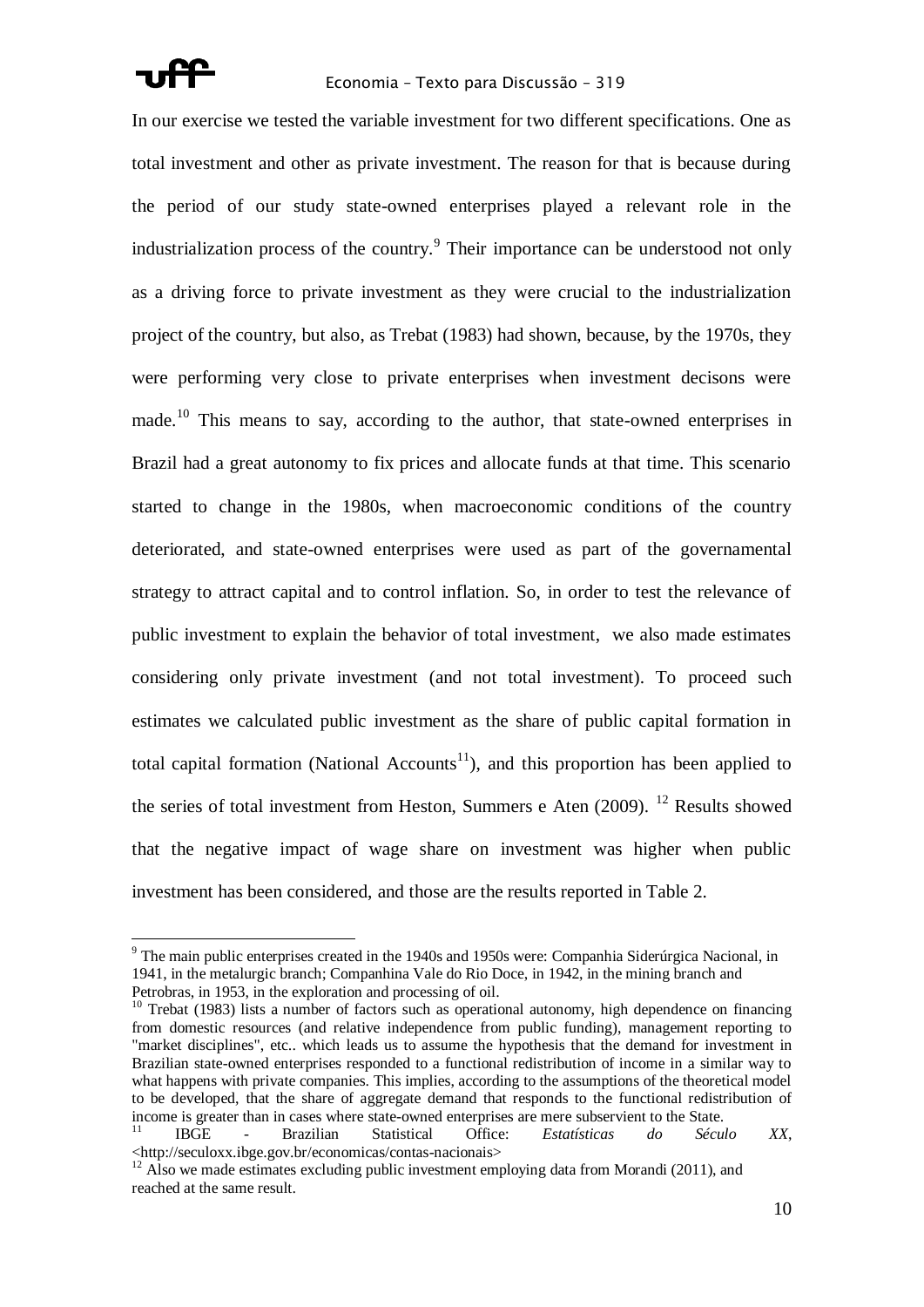In our exercise we tested the variable investment for two different specifications. One as total investment and other as private investment. The reason for that is because during the period of our study state-owned enterprises played a relevant role in the industrialization process of the country.[9] Their importance can be understood not only as a driving force to private investment as they were crucial to the industrialization project of the country, but also, as Trebat (1983) had shown, because, by the 1970s, they were performing very close to private enterprises when investment decisons were made.[10] This means to say, according to the author, that state-owned enterprises in Brazil had a great autonomy to fix prices and allocate funds at that time. This scenario started to change in the 1980s, when macroeconomic conditions of the country deteriorated, and state-owned enterprises were used as part of the governamental strategy to attract capital and to control inflation. So, in order to test the relevance of public investment to explain the behavior of total investment, we also made estimates considering only private investment (and not total investment). To proceed such estimates we calculated public investment as the share of public capital formation in total capital formation (National Accounts[11]), and this proportion has been applied to the series of total investment from Heston, Summers e Aten (2009). [12] Results showed that the negative impact of wage share on investment was higher when public investment has been considered, and those are the results reported in Table 2.

---

[9] The main public enterprises created in the 1940s and 1950s were: Companhia Siderúrgica Nacional, in 1941, in the metalurgic branch; Companhina Vale do Rio Doce, in 1942, in the mining branch and Petrobras, in 1953, in the exploration and processing of oil.

[10] Trebat (1983) lists a number of factors such as operational autonomy, high dependence on financing from domestic resources (and relative independence from public funding), management reporting to "market disciplines", etc.. which leads us to assume the hypothesis that the demand for investment in Brazilian state-owned enterprises responded to a functional redistribution of income in a similar way to what happens with private companies. This implies, according to the assumptions of the theoretical model to be developed, that the share of aggregate demand that responds to the functional redistribution of income is greater than in cases where state-owned enterprises are mere subservient to the State.

[11] IBGE - Brazilian Statistical Office: *Estatísticas do Século XX*, <http://seculoxx.ibge.gov.br/economicas/contas-nacionais>

[12] Also we made estimates excluding public investment employing data from Morandi (2011), and reached at the same result.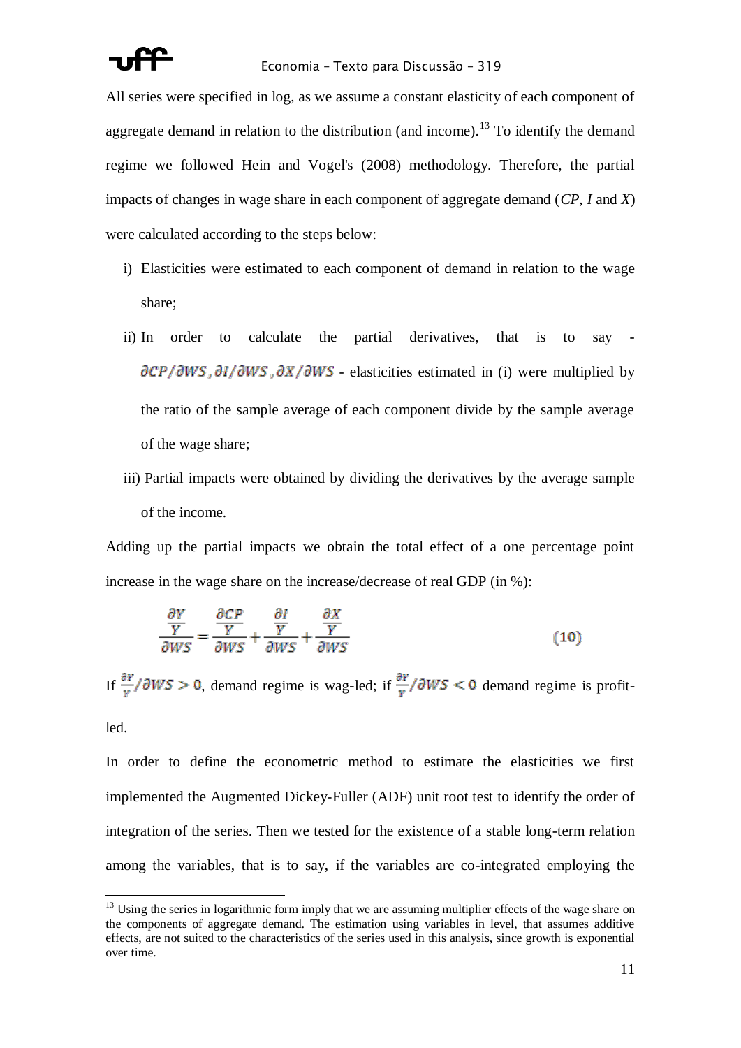All series were specified in log, as we assume a constant elasticity of each component of aggregate demand in relation to the distribution (and income).[13] To identify the demand regime we followed Hein and Vogel's (2008) methodology. Therefore, the partial impacts of changes in wage share in each component of aggregate demand (*CP*, *I* and *X*) were calculated according to the steps below:

i) Elasticities were estimated to each component of demand in relation to the wage share;
ii) In order to calculate the partial derivatives, that is to say - $\partial CP/\partial WS, \partial I/\partial WS, \partial X/\partial WS$ - elasticities estimated in (i) were multiplied by the ratio of the sample average of each component divide by the sample average of the wage share;
iii) Partial impacts were obtained by dividing the derivatives by the average sample of the income.

Adding up the partial impacts we obtain the total effect of a one percentage point increase in the wage share on the increase/decrease of real GDP (in %):

$$\frac{\frac{\partial Y}{Y}}{\partial WS} = \frac{\frac{\partial CP}{Y}}{\partial WS} + \frac{\frac{\partial I}{Y}}{\partial WS} + \frac{\frac{\partial X}{Y}}{\partial WS} \qquad (10)$$

If $\frac{\partial Y}{Y}/\partial WS > 0$, demand regime is wag-led; if $\frac{\partial Y}{Y}/\partial WS < 0$ demand regime is profit-led.

In order to define the econometric method to estimate the elasticities we first implemented the Augmented Dickey-Fuller (ADF) unit root test to identify the order of integration of the series. Then we tested for the existence of a stable long-term relation among the variables, that is to say, if the variables are co-integrated employing the

[13] Using the series in logarithmic form imply that we are assuming multiplier effects of the wage share on the components of aggregate demand. The estimation using variables in level, that assumes additive effects, are not suited to the characteristics of the series used in this analysis, since growth is exponential over time.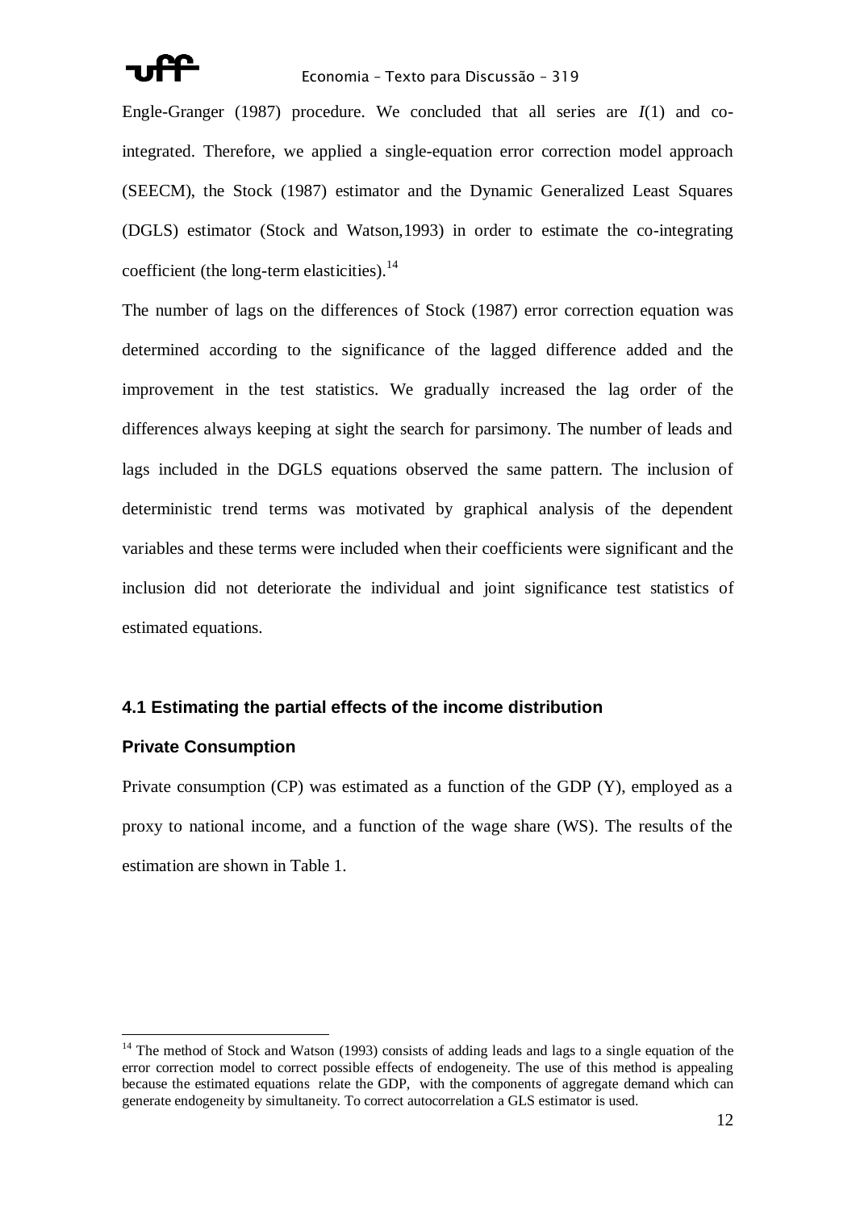Engle-Granger (1987) procedure. We concluded that all series are $I(1)$ and co-integrated. Therefore, we applied a single-equation error correction model approach (SEECM), the Stock (1987) estimator and the Dynamic Generalized Least Squares (DGLS) estimator (Stock and Watson,1993) in order to estimate the co-integrating coefficient (the long-term elasticities).[14]

The number of lags on the differences of Stock (1987) error correction equation was determined according to the significance of the lagged difference added and the improvement in the test statistics. We gradually increased the lag order of the differences always keeping at sight the search for parsimony. The number of leads and lags included in the DGLS equations observed the same pattern. The inclusion of deterministic trend terms was motivated by graphical analysis of the dependent variables and these terms were included when their coefficients were significant and the inclusion did not deteriorate the individual and joint significance test statistics of estimated equations.

### 4.1 Estimating the partial effects of the income distribution

#### Private Consumption

Private consumption (CP) was estimated as a function of the GDP (Y), employed as a proxy to national income, and a function of the wage share (WS). The results of the estimation are shown in Table 1.

---

[14] The method of Stock and Watson (1993) consists of adding leads and lags to a single equation of the error correction model to correct possible effects of endogeneity. The use of this method is appealing because the estimated equations relate the GDP, with the components of aggregate demand which can generate endogeneity by simultaneity. To correct autocorrelation a GLS estimator is used.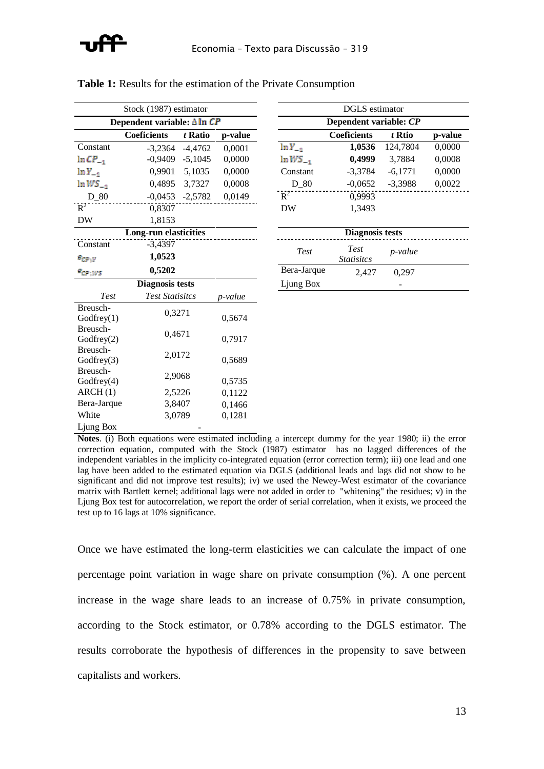**Table 1:** Results for the estimation of the Private Consumption

| Stock (1987) estimator | | | |
|---|---|---|---|
| **Dependent variable: $\Delta \ln CP$** | | | |
| | **Coeficients** | ***t* Ratio** | **p-value** |
| Constant | -3,2364 | -4,4762 | 0,0001 |
| $\ln CP_{-1}$ | -0,9409 | -5,1045 | 0,0000 |
| $\ln Y_{-1}$ | 0,9901 | 5,1035 | 0,0000 |
| $\ln WS_{-1}$ | 0,4895 | 3,7327 | 0,0008 |
| D_80 | -0,0453 | -2,5782 | 0,0149 |
| $R^2$ | 0,8307 | | |
| DW | 1,8153 | | |
| **Long-run elasticities** | | | |
| Constant | -3,4397 | | |
| $e_{CP;Y}$ | **1,0523** | | |
| $e_{CP;WS}$ | **0,5202** | | |
| **Diagnosis tests** | | | |
| *Test* | *Test Statisitcs* | | *p-value* |
| Breusch-Godfrey(1) | 0,3271 | | 0,5674 |
| Breusch-Godfrey(2) | 0,4671 | | 0,7917 |
| Breusch-Godfrey(3) | 2,0172 | | 0,5689 |
| Breusch-Godfrey(4) | 2,9068 | | 0,5735 |
| ARCH (1) | 2,5226 | | 0,1122 |
| Bera-Jarque | 3,8407 | | 0,1466 |
| White | 3,0789 | | 0,1281 |
| Ljung Box | - | | |

| DGLS estimator | | | |
|---|---|---|---|
| **Dependent variable: *CP*** | | | |
| | **Coeficients** | ***t* Rtio** | **p-value** |
| $\ln Y_{-1}$ | **1,0536** | 124,7804 | 0,0000 |
| $\ln WS_{-1}$ | **0,4999** | 3,7884 | 0,0008 |
| Constant | -3,3784 | -6,1771 | 0,0000 |
| D_80 | -0,0652 | -3,3988 | 0,0022 |
| $R^2$ | 0,9993 | | |
| DW | 1,3493 | | |
| **Diagnosis tests** | | | |
| *Test* | *Test Statisitcs* | *p-value* | |
| Bera-Jarque | 2,427 | 0,297 | |
| Ljung Box | | - | |

**Notes**. (i) Both equations were estimated including a intercept dummy for the year 1980; ii) the error correction equation, computed with the Stock (1987) estimator has no lagged differences of the independent variables in the implicity co-integrated equation (error correction term); iii) one lead and one lag have been added to the estimated equation via DGLS (additional leads and lags did not show to be significant and did not improve test results); iv) we used the Newey-West estimator of the covariance matrix with Bartlett kernel; additional lags were not added in order to "whitening" the residues; v) in the Ljung Box test for autocorrelation, we report the order of serial correlation, when it exists, we proceed the test up to 16 lags at 10% significance.

Once we have estimated the long-term elasticities we can calculate the impact of one percentage point variation in wage share on private consumption (%). A one percent increase in the wage share leads to an increase of 0.75% in private consumption, according to the Stock estimator, or 0.78% according to the DGLS estimator. The results corroborate the hypothesis of differences in the propensity to save between capitalists and workers.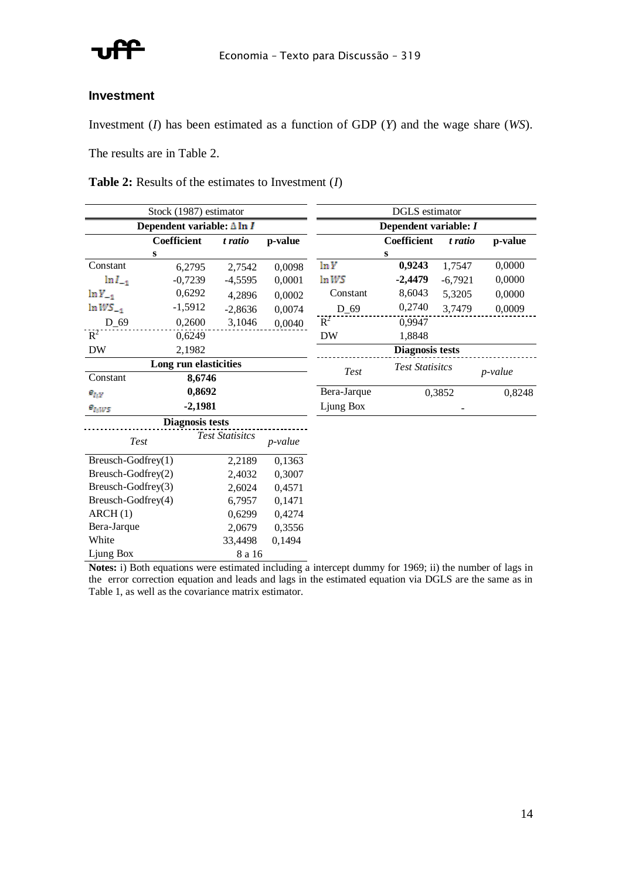## Investment

Investment ($I$) has been estimated as a function of GDP ($Y$) and the wage share ($WS$).

The results are in Table 2.

**Table 2:** Results of the estimates to Investment ($I$)

| Stock (1987) estimator | | | |
|---|---|---|---|
| **Dependent variable: $\Delta \ln I$** | | | |
| | **Coefficients** | *t ratio* | **p-value** |
| Constant | 6,2795 | 2,7542 | 0,0098 |
| $\ln I_{-1}$ | -0,7239 | -4,5595 | 0,0001 |
| $\ln Y_{-1}$ | 0,6292 | 4,2896 | 0,0002 |
| $\ln WS_{-1}$ | -1,5912 | -2,8636 | 0,0074 |
| D_69 | 0,2600 | 3,1046 | 0,0040 |
| $R^2$ | 0,6249 | | |
| DW | 2,1982 | | |
| **Long run elasticities** | | | |
| Constant | **8,6746** | | |
| $e_{I,Y}$ | **0,8692** | | |
| $e_{I,WS}$ | **-2,1981** | | |
| **Diagnosis tests** | | | |
| *Test* | *Test Statisitcs* | | *p-value* |
| Breusch-Godfrey(1) | 2,2189 | | 0,1363 |
| Breusch-Godfrey(2) | 2,4032 | | 0,3007 |
| Breusch-Godfrey(3) | 2,6024 | | 0,4571 |
| Breusch-Godfrey(4) | 6,7957 | | 0,1471 |
| ARCH (1) | 0,6299 | | 0,4274 |
| Bera-Jarque | 2,0679 | | 0,3556 |
| White | 33,4498 | | 0,1494 |
| Ljung Box | 8 a 16 | | |

| DGLS estimator | | | |
|---|---|---|---|
| **Dependent variable: $I$** | | | |
| | **Coefficients** | *t ratio* | **p-value** |
| $\ln Y$ | **0,9243** | 1,7547 | 0,0000 |
| $\ln WS$ | **-2,4479** | -6,7921 | 0,0000 |
| Constant | 8,6043 | 5,3205 | 0,0000 |
| D_69 | 0,2740 | 3,7479 | 0,0009 |
| $R^2$ | 0,9947 | | |
| DW | 1,8848 | | |
| **Diagnosis tests** | | | |
| *Test* | *Test Statisitcs* | | *p-value* |
| Bera-Jarque | 0,3852 | | 0,8248 |
| Ljung Box | - | | |

**Notes:** i) Both equations were estimated including a intercept dummy for 1969; ii) the number of lags in the error correction equation and leads and lags in the estimated equation via DGLS are the same as in Table 1, as well as the covariance matrix estimator.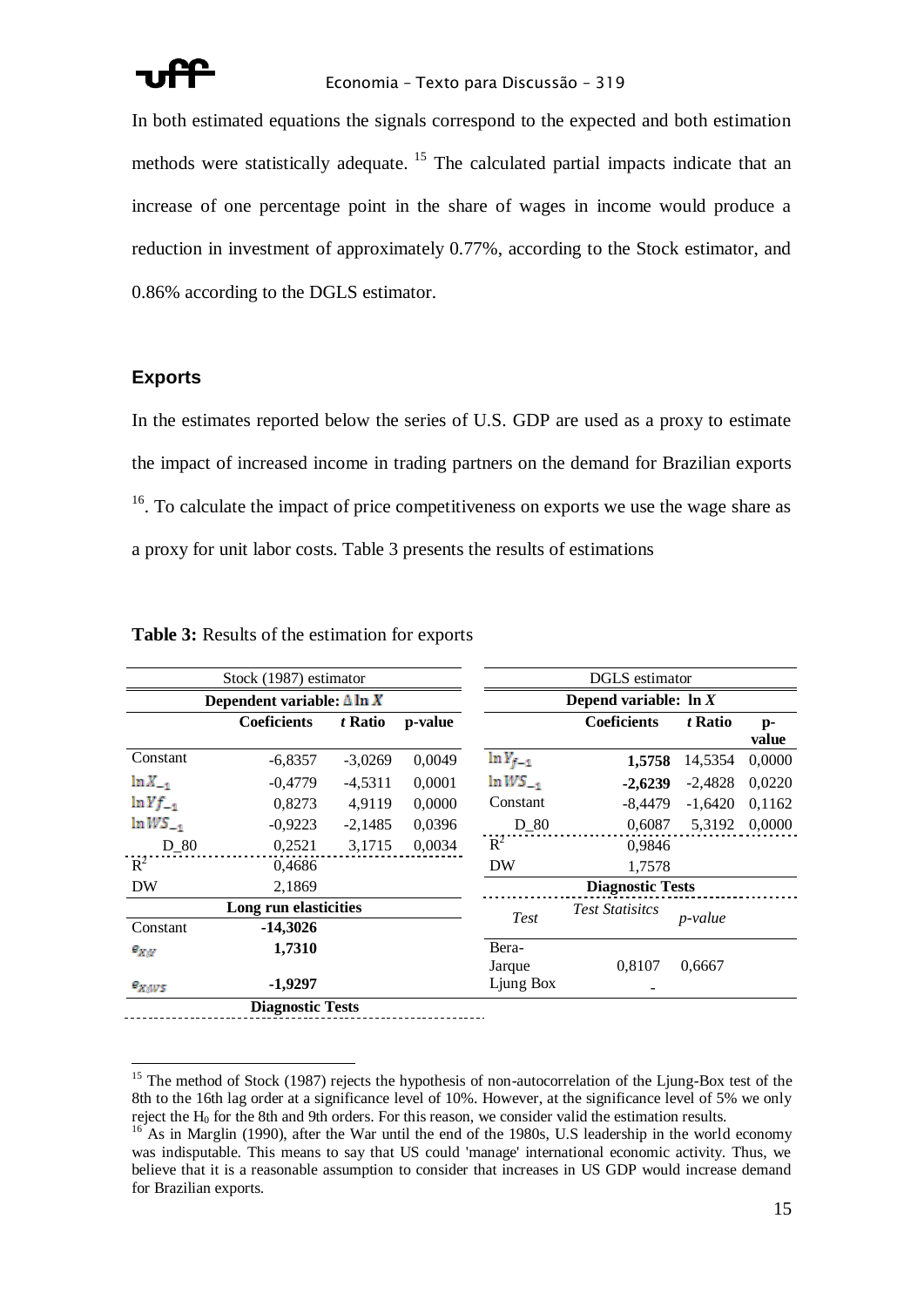In both estimated equations the signals correspond to the expected and both estimation methods were statistically adequate. [15] The calculated partial impacts indicate that an increase of one percentage point in the share of wages in income would produce a reduction in investment of approximately 0.77%, according to the Stock estimator, and 0.86% according to the DGLS estimator.

## Exports

In the estimates reported below the series of U.S. GDP are used as a proxy to estimate the impact of increased income in trading partners on the demand for Brazilian exports [16]. To calculate the impact of price competitiveness on exports we use the wage share as a proxy for unit labor costs. Table 3 presents the results of estimations

**Table 3:** Results of the estimation for exports

| Stock (1987) estimator | | | |
|---|---|---|---|
| **Dependent variable: $\Delta \ln X$** | | | |
| | **Coeficients** | ***t* Ratio** | **p-value** |
| Constant | -6,8357 | -3,0269 | 0,0049 |
| $\ln X_{-1}$ | -0,4779 | -4,5311 | 0,0001 |
| $\ln Yf_{-1}$ | 0,8273 | 4,9119 | 0,0000 |
| $\ln WS_{-1}$ | -0,9223 | -2,1485 | 0,0396 |
| D_80 | 0,2521 | 3,1715 | 0,0034 |
| $R^2$ | 0,4686 | | |
| DW | 2,1869 | | |
| **Long run elasticities** | | | |
| Constant | **-14,3026** | | |
| $e_{XW}$ | **1,7310** | | |
| $e_{XWS}$ | **-1,9297** | | |
| **Diagnostic Tests** | | | |

| DGLS estimator | | | |
|---|---|---|---|
| **Depend variable: ln *X*** | | | |
| | **Coeficients** | ***t* Ratio** | **p-value** |
| $\ln Y_{f-1}$ | **1,5758** | 14,5354 | 0,0000 |
| $\ln WS_{-1}$ | **-2,6239** | -2,4828 | 0,0220 |
| Constant | -8,4479 | -1,6420 | 0,1162 |
| D_80 | 0,6087 | 5,3192 | 0,0000 |
| $R^2$ | 0,9846 | | |
| DW | 1,7578 | | |
| **Diagnostic Tests** | | | |
| *Test* | *Test Statisitcs* | *p-value* | |
| Bera-Jarque | 0,8107 | 0,6667 | |
| Ljung Box | - | | |

[15] The method of Stock (1987) rejects the hypothesis of non-autocorrelation of the Ljung-Box test of the 8th to the 16th lag order at a significance level of 10%. However, at the significance level of 5% we only reject the $H_0$ for the 8th and 9th orders. For this reason, we consider valid the estimation results.

[16] As in Marglin (1990), after the War until the end of the 1980s, U.S leadership in the world economy was indisputable. This means to say that US could 'manage' international economic activity. Thus, we believe that it is a reasonable assumption to consider that increases in US GDP would increase demand for Brazilian exports.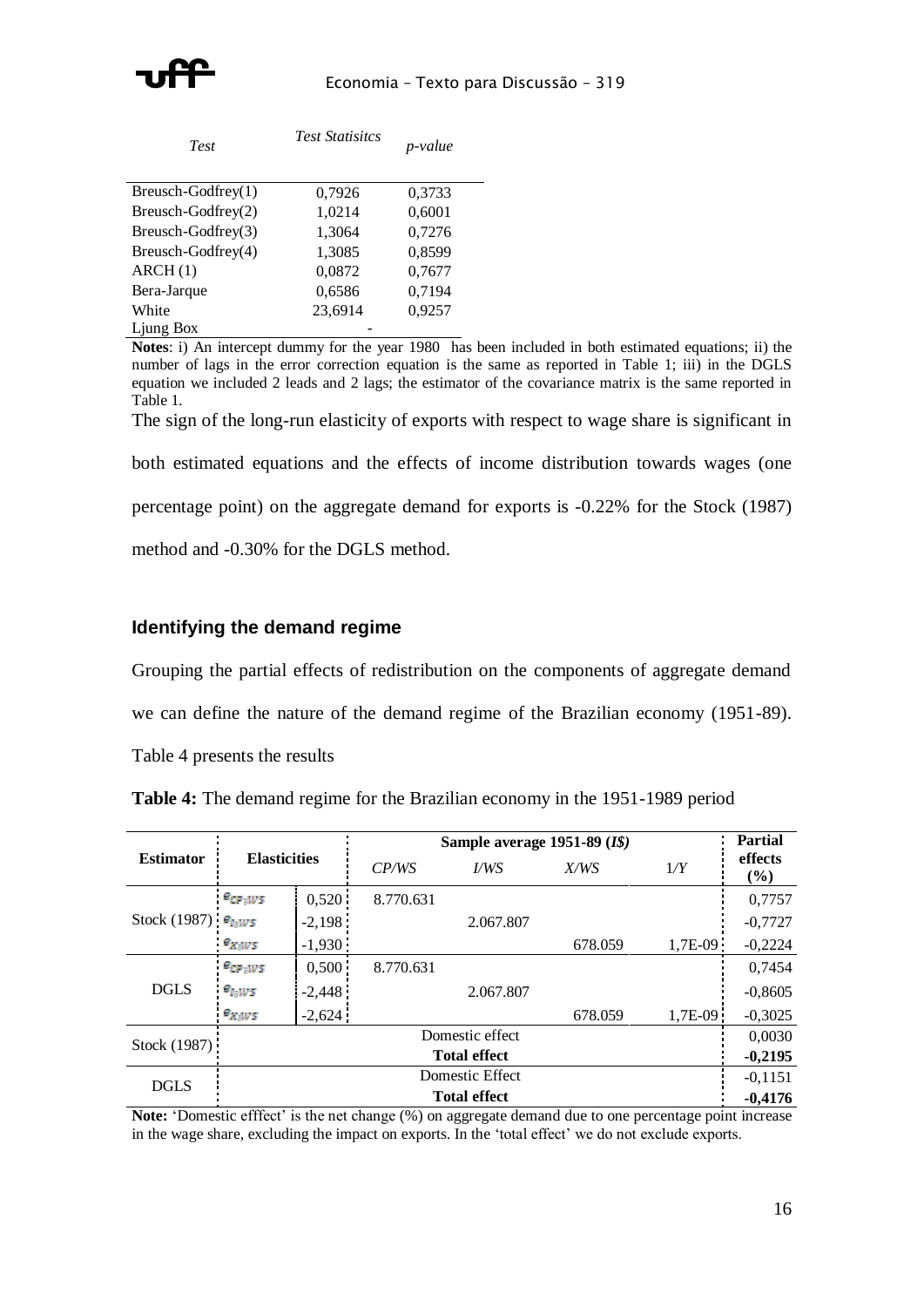| *Test* | *Test Statisitcs* | *p-value* |
|---|---|---|
| Breusch-Godfrey(1) | 0,7926 | 0,3733 |
| Breusch-Godfrey(2) | 1,0214 | 0,6001 |
| Breusch-Godfrey(3) | 1,3064 | 0,7276 |
| Breusch-Godfrey(4) | 1,3085 | 0,8599 |
| ARCH (1) | 0,0872 | 0,7677 |
| Bera-Jarque | 0,6586 | 0,7194 |
| White | 23,6914 | 0,9257 |
| Ljung Box | - | |

**Notes**: i) An intercept dummy for the year 1980 has been included in both estimated equations; ii) the number of lags in the error correction equation is the same as reported in Table 1; iii) in the DGLS equation we included 2 leads and 2 lags; the estimator of the covariance matrix is the same reported in Table 1.

The sign of the long-run elasticity of exports with respect to wage share is significant in both estimated equations and the effects of income distribution towards wages (one percentage point) on the aggregate demand for exports is -0.22% for the Stock (1987) method and -0.30% for the DGLS method.

### Identifying the demand regime

Grouping the partial effects of redistribution on the components of aggregate demand we can define the nature of the demand regime of the Brazilian economy (1951-89). Table 4 presents the results

**Table 4:** The demand regime for the Brazilian economy in the 1951-1989 period

| Estimator | Elasticities | | Sample average 1951-89 (*I$*) | | | | Partial effects (%) |
|---|---|---|---|---|---|---|---|
| | | | *CP/WS* | *I/WS* | *X/WS* | *1/Y* | |
| Stock (1987) | $e_{CP;WS}$ | 0,520 | 8.770.631 | | | | 0,7757 |
| | $e_{I;WS}$ | -2,198 | | 2.067.807 | | | -0,7727 |
| | $e_{X;WS}$ | -1,930 | | | 678.059 | 1,7E-09 | -0,2224 |
| DGLS | $e_{CP;WS}$ | 0,500 | 8.770.631 | | | | 0,7454 |
| | $e_{I;WS}$ | -2,448 | | 2.067.807 | | | -0,8605 |
| | $e_{X;WS}$ | -2,624 | | | 678.059 | 1,7E-09 | -0,3025 |
| Stock (1987) | Domestic effect | | | | | | 0,0030 |
| | **Total effect** | | | | | | **-0,2195** |
| DGLS | Domestic Effect | | | | | | -0,1151 |
| | **Total effect** | | | | | | **-0,4176** |

**Note:** 'Domestic efffect' is the net change (%) on aggregate demand due to one percentage point increase in the wage share, excluding the impact on exports. In the 'total effect' we do not exclude exports.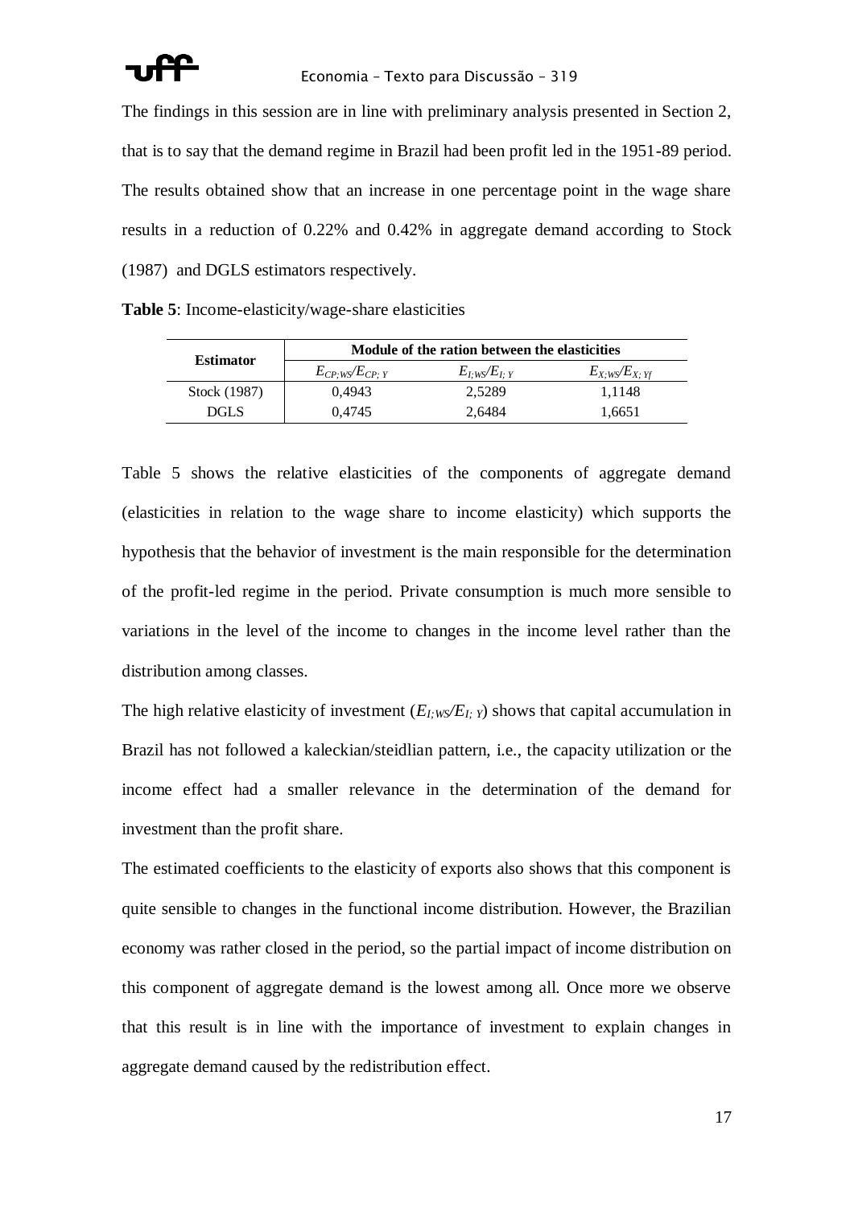The findings in this session are in line with preliminary analysis presented in Section 2, that is to say that the demand regime in Brazil had been profit led in the 1951-89 period. The results obtained show that an increase in one percentage point in the wage share results in a reduction of 0.22% and 0.42% in aggregate demand according to Stock (1987) and DGLS estimators respectively.

**Table 5**: Income-elasticity/wage-share elasticities

| Estimator | Module of the ration between the elasticities | | |
|---|---|---|---|
| | $E_{CP;WS}/E_{CP;Y}$ | $E_{I;WS}/E_{I;Y}$ | $E_{X;WS}/E_{X;Yf}$ |
| Stock (1987) | 0,4943 | 2,5289 | 1,1148 |
| DGLS | 0,4745 | 2,6484 | 1,6651 |

Table 5 shows the relative elasticities of the components of aggregate demand (elasticities in relation to the wage share to income elasticity) which supports the hypothesis that the behavior of investment is the main responsible for the determination of the profit-led regime in the period. Private consumption is much more sensible to variations in the level of the income to changes in the income level rather than the distribution among classes.

The high relative elasticity of investment ($E_{I;WS}/E_{I;Y}$) shows that capital accumulation in Brazil has not followed a kaleckian/steidlian pattern, i.e., the capacity utilization or the income effect had a smaller relevance in the determination of the demand for investment than the profit share.

The estimated coefficients to the elasticity of exports also shows that this component is quite sensible to changes in the functional income distribution. However, the Brazilian economy was rather closed in the period, so the partial impact of income distribution on this component of aggregate demand is the lowest among all. Once more we observe that this result is in line with the importance of investment to explain changes in aggregate demand caused by the redistribution effect.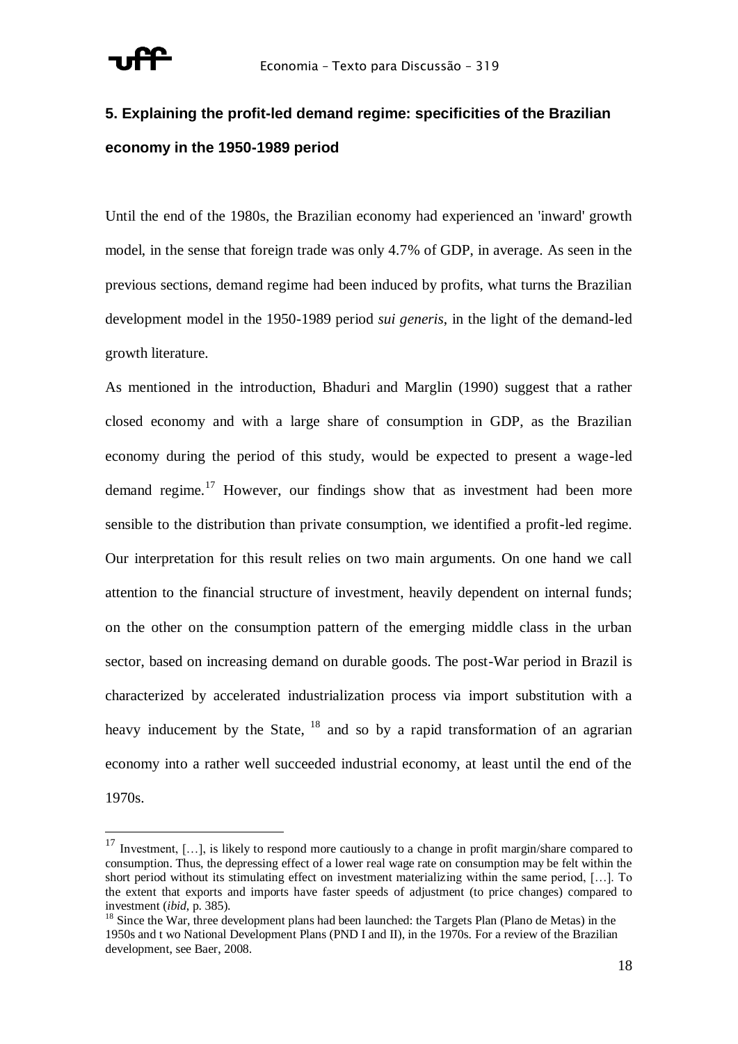## 5. Explaining the profit-led demand regime: specificities of the Brazilian economy in the 1950-1989 period

Until the end of the 1980s, the Brazilian economy had experienced an 'inward' growth model, in the sense that foreign trade was only 4.7% of GDP, in average. As seen in the previous sections, demand regime had been induced by profits, what turns the Brazilian development model in the 1950-1989 period *sui generis*, in the light of the demand-led growth literature.

As mentioned in the introduction, Bhaduri and Marglin (1990) suggest that a rather closed economy and with a large share of consumption in GDP, as the Brazilian economy during the period of this study, would be expected to present a wage-led demand regime.[17] However, our findings show that as investment had been more sensible to the distribution than private consumption, we identified a profit-led regime. Our interpretation for this result relies on two main arguments. On one hand we call attention to the financial structure of investment, heavily dependent on internal funds; on the other on the consumption pattern of the emerging middle class in the urban sector, based on increasing demand on durable goods. The post-War period in Brazil is characterized by accelerated industrialization process via import substitution with a heavy inducement by the State, [18] and so by a rapid transformation of an agrarian economy into a rather well succeeded industrial economy, at least until the end of the 1970s.

---

[17] Investment, […], is likely to respond more cautiously to a change in profit margin/share compared to consumption. Thus, the depressing effect of a lower real wage rate on consumption may be felt within the short period without its stimulating effect on investment materializing within the same period, […]. To the extent that exports and imports have faster speeds of adjustment (to price changes) compared to investment (*ibid*, p. 385).

[18] Since the War, three development plans had been launched: the Targets Plan (Plano de Metas) in the 1950s and t wo National Development Plans (PND I and II), in the 1970s. For a review of the Brazilian development, see Baer, 2008.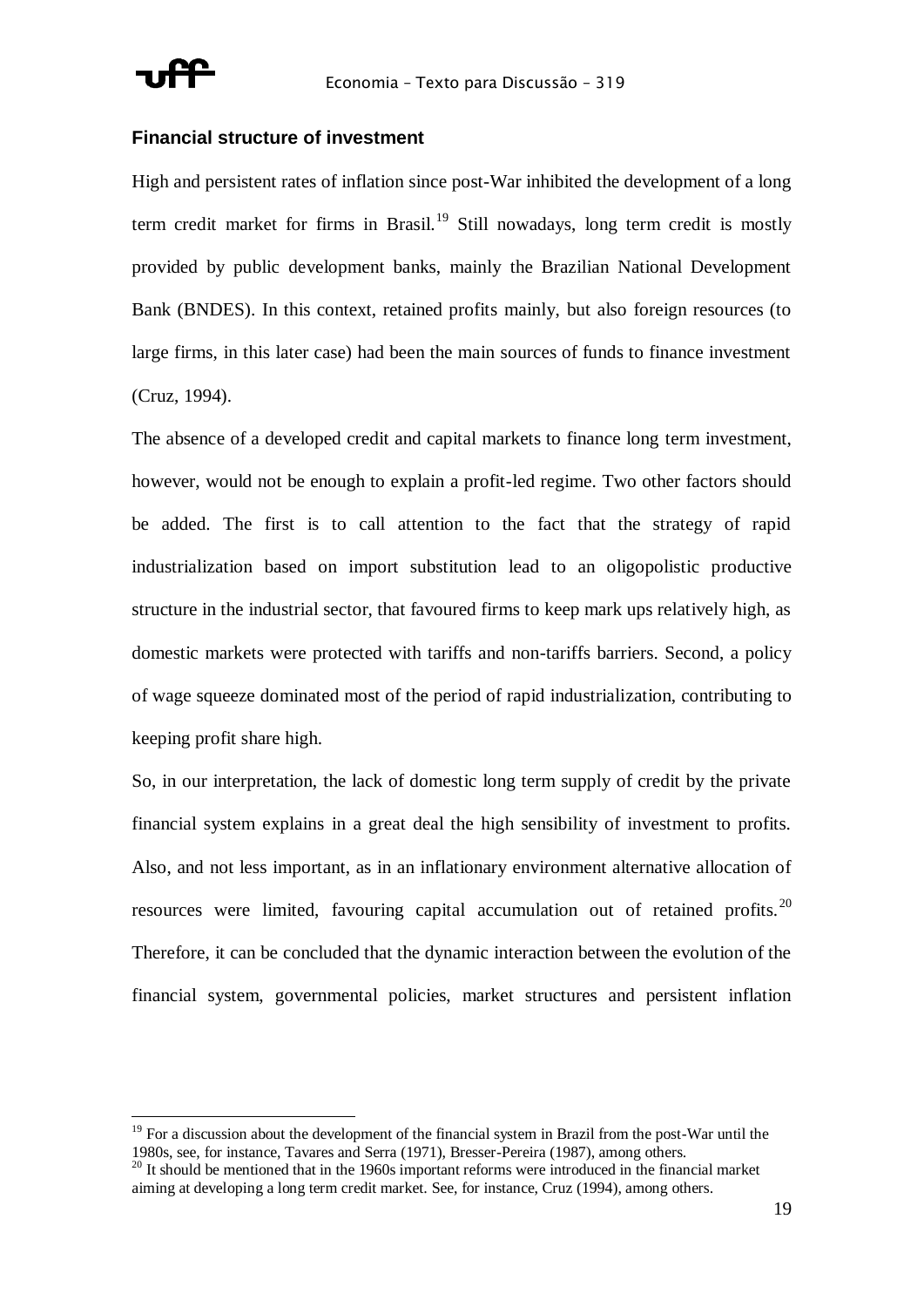### Financial structure of investment

High and persistent rates of inflation since post-War inhibited the development of a long term credit market for firms in Brasil.[19] Still nowadays, long term credit is mostly provided by public development banks, mainly the Brazilian National Development Bank (BNDES). In this context, retained profits mainly, but also foreign resources (to large firms, in this later case) had been the main sources of funds to finance investment (Cruz, 1994).

The absence of a developed credit and capital markets to finance long term investment, however, would not be enough to explain a profit-led regime. Two other factors should be added. The first is to call attention to the fact that the strategy of rapid industrialization based on import substitution lead to an oligopolistic productive structure in the industrial sector, that favoured firms to keep mark ups relatively high, as domestic markets were protected with tariffs and non-tariffs barriers. Second, a policy of wage squeeze dominated most of the period of rapid industrialization, contributing to keeping profit share high.

So, in our interpretation, the lack of domestic long term supply of credit by the private financial system explains in a great deal the high sensibility of investment to profits. Also, and not less important, as in an inflationary environment alternative allocation of resources were limited, favouring capital accumulation out of retained profits.[20] Therefore, it can be concluded that the dynamic interaction between the evolution of the financial system, governmental policies, market structures and persistent inflation

---

[19] For a discussion about the development of the financial system in Brazil from the post-War until the 1980s, see, for instance, Tavares and Serra (1971), Bresser-Pereira (1987), among others.

[20] It should be mentioned that in the 1960s important reforms were introduced in the financial market aiming at developing a long term credit market. See, for instance, Cruz (1994), among others.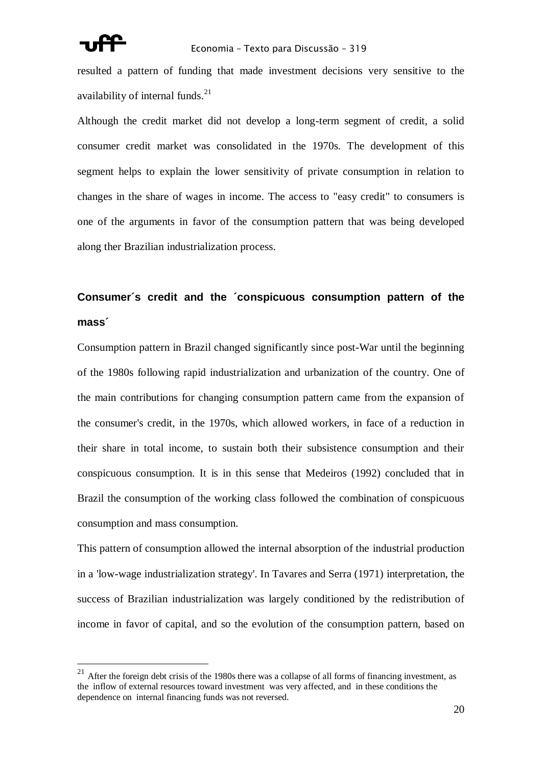resulted a pattern of funding that made investment decisions very sensitive to the availability of internal funds.[21]

Although the credit market did not develop a long-term segment of credit, a solid consumer credit market was consolidated in the 1970s. The development of this segment helps to explain the lower sensitivity of private consumption in relation to changes in the share of wages in income. The access to "easy credit" to consumers is one of the arguments in favor of the consumption pattern that was being developed along ther Brazilian industrialization process.

## Consumer´s credit and the ´conspicuous consumption pattern of the mass´

Consumption pattern in Brazil changed significantly since post-War until the beginning of the 1980s following rapid industrialization and urbanization of the country. One of the main contributions for changing consumption pattern came from the expansion of the consumer's credit, in the 1970s, which allowed workers, in face of a reduction in their share in total income, to sustain both their subsistence consumption and their conspicuous consumption. It is in this sense that Medeiros (1992) concluded that in Brazil the consumption of the working class followed the combination of conspicuous consumption and mass consumption.

This pattern of consumption allowed the internal absorption of the industrial production in a 'low-wage industrialization strategy'. In Tavares and Serra (1971) interpretation, the success of Brazilian industrialization was largely conditioned by the redistribution of income in favor of capital, and so the evolution of the consumption pattern, based on

[21] After the foreign debt crisis of the 1980s there was a collapse of all forms of financing investment, as the inflow of external resources toward investment was very affected, and in these conditions the dependence on internal financing funds was not reversed.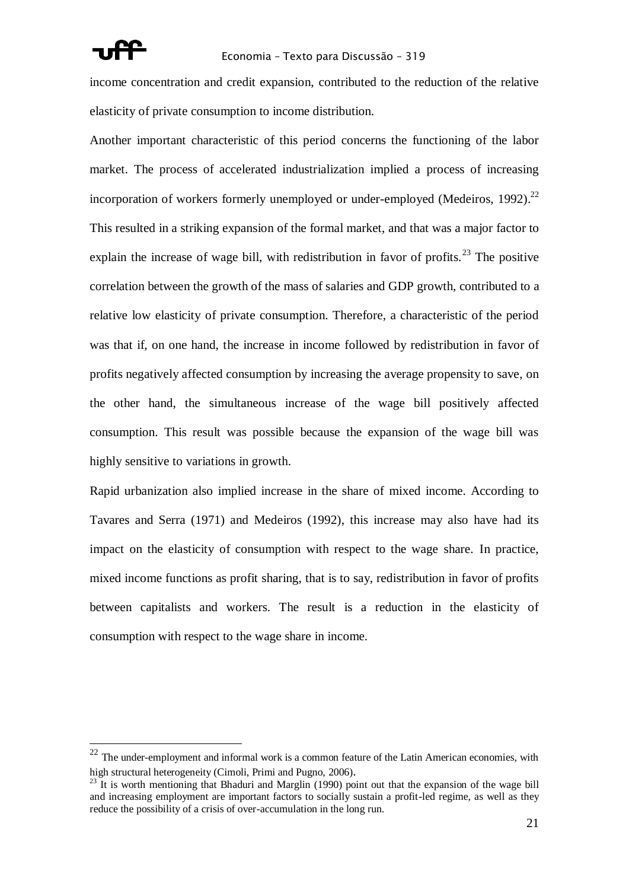income concentration and credit expansion, contributed to the reduction of the relative elasticity of private consumption to income distribution.

Another important characteristic of this period concerns the functioning of the labor market. The process of accelerated industrialization implied a process of increasing incorporation of workers formerly unemployed or under-employed (Medeiros, 1992).[22] This resulted in a striking expansion of the formal market, and that was a major factor to explain the increase of wage bill, with redistribution in favor of profits.[23] The positive correlation between the growth of the mass of salaries and GDP growth, contributed to a relative low elasticity of private consumption. Therefore, a characteristic of the period was that if, on one hand, the increase in income followed by redistribution in favor of profits negatively affected consumption by increasing the average propensity to save, on the other hand, the simultaneous increase of the wage bill positively affected consumption. This result was possible because the expansion of the wage bill was highly sensitive to variations in growth.

Rapid urbanization also implied increase in the share of mixed income. According to Tavares and Serra (1971) and Medeiros (1992), this increase may also have had its impact on the elasticity of consumption with respect to the wage share. In practice, mixed income functions as profit sharing, that is to say, redistribution in favor of profits between capitalists and workers. The result is a reduction in the elasticity of consumption with respect to the wage share in income.

---

[22] The under-employment and informal work is a common feature of the Latin American economies, with high structural heterogeneity (Cimoli, Primi and Pugno, 2006).

[23] It is worth mentioning that Bhaduri and Marglin (1990) point out that the expansion of the wage bill and increasing employment are important factors to socially sustain a profit-led regime, as well as they reduce the possibility of a crisis of over-accumulation in the long run.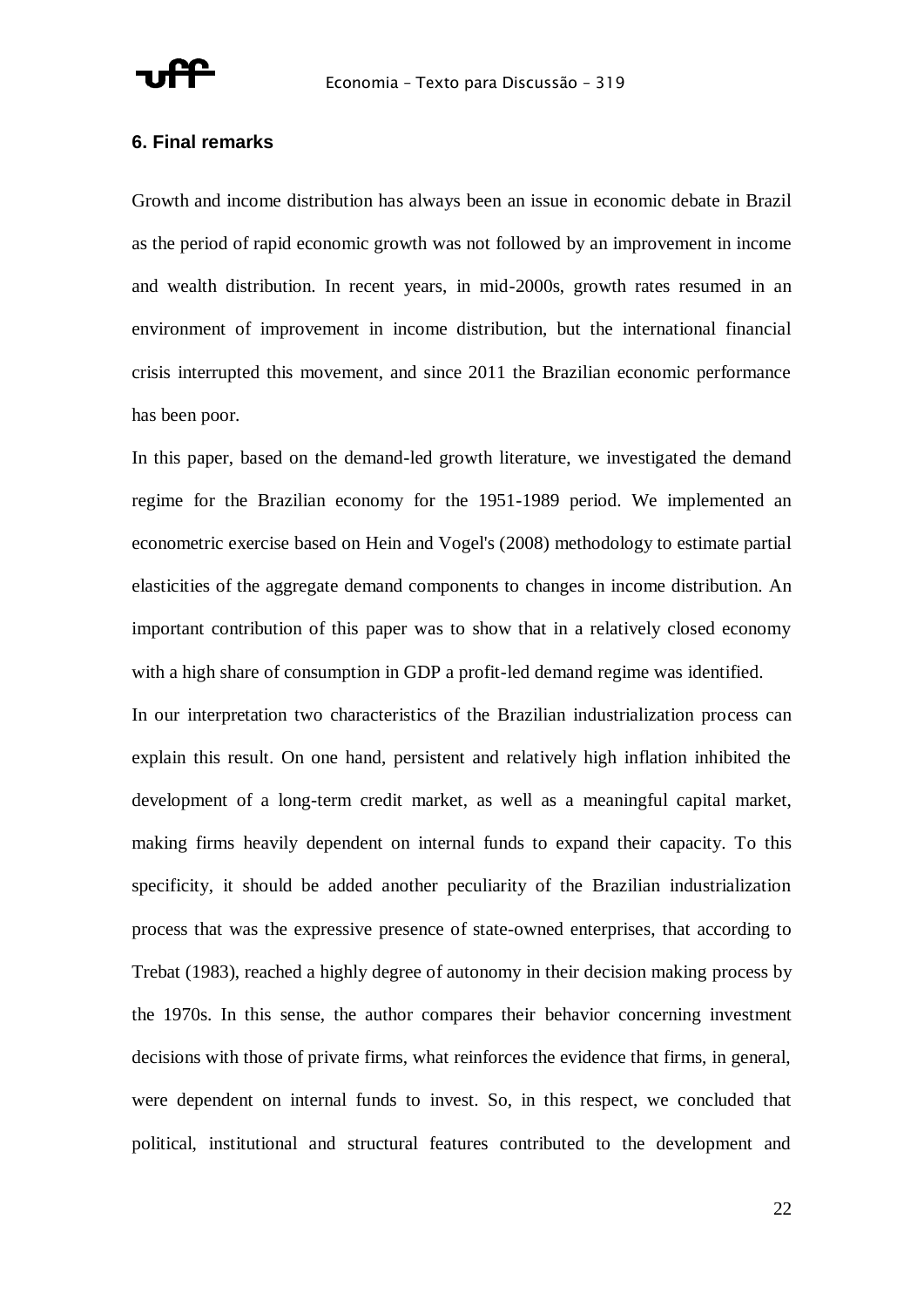## 6. Final remarks

Growth and income distribution has always been an issue in economic debate in Brazil as the period of rapid economic growth was not followed by an improvement in income and wealth distribution. In recent years, in mid-2000s, growth rates resumed in an environment of improvement in income distribution, but the international financial crisis interrupted this movement, and since 2011 the Brazilian economic performance has been poor.

In this paper, based on the demand-led growth literature, we investigated the demand regime for the Brazilian economy for the 1951-1989 period. We implemented an econometric exercise based on Hein and Vogel's (2008) methodology to estimate partial elasticities of the aggregate demand components to changes in income distribution. An important contribution of this paper was to show that in a relatively closed economy with a high share of consumption in GDP a profit-led demand regime was identified.

In our interpretation two characteristics of the Brazilian industrialization process can explain this result. On one hand, persistent and relatively high inflation inhibited the development of a long-term credit market, as well as a meaningful capital market, making firms heavily dependent on internal funds to expand their capacity. To this specificity, it should be added another peculiarity of the Brazilian industrialization process that was the expressive presence of state-owned enterprises, that according to Trebat (1983), reached a highly degree of autonomy in their decision making process by the 1970s. In this sense, the author compares their behavior concerning investment decisions with those of private firms, what reinforces the evidence that firms, in general, were dependent on internal funds to invest. So, in this respect, we concluded that political, institutional and structural features contributed to the development and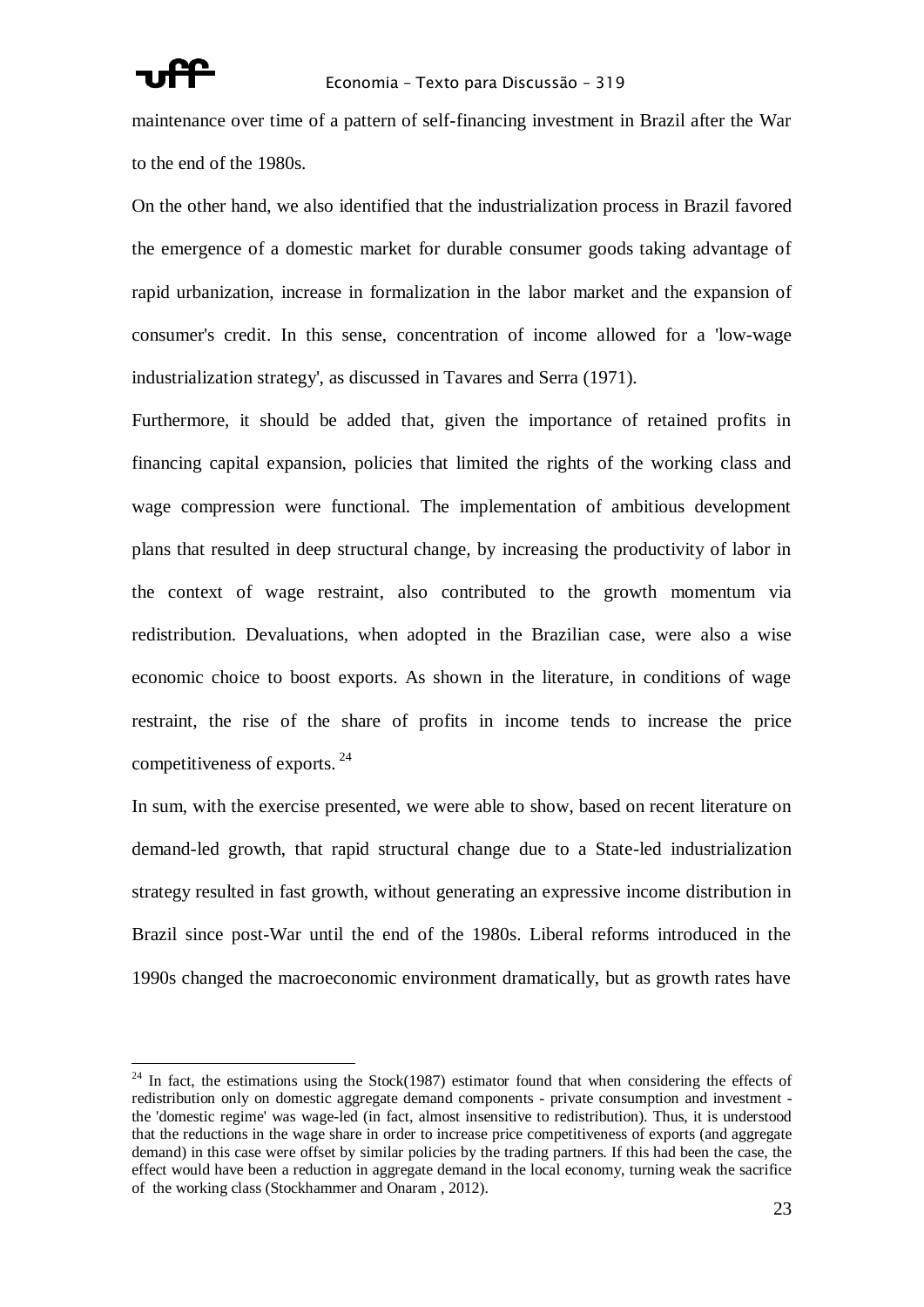maintenance over time of a pattern of self-financing investment in Brazil after the War to the end of the 1980s.

On the other hand, we also identified that the industrialization process in Brazil favored the emergence of a domestic market for durable consumer goods taking advantage of rapid urbanization, increase in formalization in the labor market and the expansion of consumer's credit. In this sense, concentration of income allowed for a 'low-wage industrialization strategy', as discussed in Tavares and Serra (1971).

Furthermore, it should be added that, given the importance of retained profits in financing capital expansion, policies that limited the rights of the working class and wage compression were functional. The implementation of ambitious development plans that resulted in deep structural change, by increasing the productivity of labor in the context of wage restraint, also contributed to the growth momentum via redistribution. Devaluations, when adopted in the Brazilian case, were also a wise economic choice to boost exports. As shown in the literature, in conditions of wage restraint, the rise of the share of profits in income tends to increase the price competitiveness of exports. [24]

In sum, with the exercise presented, we were able to show, based on recent literature on demand-led growth, that rapid structural change due to a State-led industrialization strategy resulted in fast growth, without generating an expressive income distribution in Brazil since post-War until the end of the 1980s. Liberal reforms introduced in the 1990s changed the macroeconomic environment dramatically, but as growth rates have

[24] In fact, the estimations using the Stock(1987) estimator found that when considering the effects of redistribution only on domestic aggregate demand components - private consumption and investment - the 'domestic regime' was wage-led (in fact, almost insensitive to redistribution). Thus, it is understood that the reductions in the wage share in order to increase price competitiveness of exports (and aggregate demand) in this case were offset by similar policies by the trading partners. If this had been the case, the effect would have been a reduction in aggregate demand in the local economy, turning weak the sacrifice of the working class (Stockhammer and Onaram , 2012).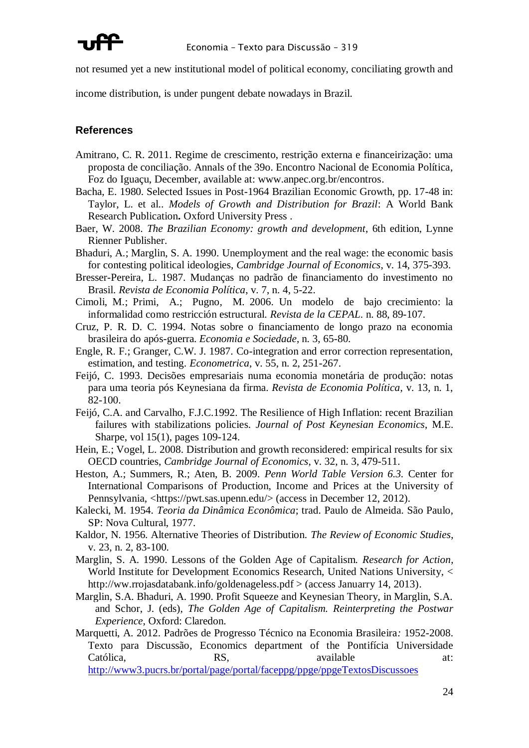not resumed yet a new institutional model of political economy, conciliating growth and income distribution, is under pungent debate nowadays in Brazil.

## References

Amitrano, C. R. 2011. Regime de crescimento, restrição externa e financeirização: uma proposta de conciliação. Annals of the 39o. Encontro Nacional de Economia Política, Foz do Iguaçu, December, available at: www.anpec.org.br/encontros.

Bacha, E. 1980. Selected Issues in Post-1964 Brazilian Economic Growth, pp. 17-48 in: Taylor, L. et al.. *Models of Growth and Distribution for Brazil*: A World Bank Research Publication**.** Oxford University Press .

Baer, W. 2008. *The Brazilian Economy: growth and development*, 6th edition, Lynne Rienner Publisher.

Bhaduri, A.; Marglin, S. A. 1990. Unemployment and the real wage: the economic basis for contesting political ideologies, *Cambridge Journal of Economics*, v. 14, 375-393.

Bresser-Pereira, L. 1987. Mudanças no padrão de financiamento do investimento no Brasil. *Revista de Economia Política*, v. 7, n. 4, 5-22.

Cimoli, M.; Primi, A.; Pugno, M. 2006. Un modelo de bajo crecimiento: la informalidad como restricción estructural. *Revista de la CEPAL*. n. 88, 89-107.

Cruz, P. R. D. C. 1994. Notas sobre o financiamento de longo prazo na economia brasileira do após-guerra. *Economia e Sociedade*, n. 3, 65-80.

Engle, R. F.; Granger, C.W. J. 1987. Co-integration and error correction representation, estimation, and testing. *Econometrica*, v. 55, n. 2, 251-267.

Feijó, C. 1993. Decisões empresariais numa economia monetária de produção: notas para uma teoria pós Keynesiana da firma. *Revista de Economia Política*, v. 13, n. 1, 82-100.

Feijó, C.A. and Carvalho, F.J.C.1992. The Resilience of High Inflation: recent Brazilian failures with stabilizations policies. *Journal of Post Keynesian Economics*, M.E. Sharpe, vol 15(1), pages 109-124.

Hein, E.; Vogel, L. 2008. Distribution and growth reconsidered: empirical results for six OECD countries, *Cambridge Journal of Economics*, v. 32, n. 3, 479-511.

Heston, A.; Summers, R.; Aten, B. 2009. *Penn World Table Version 6.3*. Center for International Comparisons of Production, Income and Prices at the University of Pennsylvania, <https://pwt.sas.upenn.edu/> (access in December 12, 2012).

Kalecki, M. 1954. *Teoria da Dinâmica Econômica*; trad. Paulo de Almeida. São Paulo, SP: Nova Cultural, 1977.

Kaldor, N. 1956. Alternative Theories of Distribution. *The Review of Economic Studies*, v. 23, n. 2, 83-100.

Marglin, S. A. 1990. Lessons of the Golden Age of Capitalism. *Research for Action*, World Institute for Development Economics Research, United Nations University, < http://ww.rrojasdatabank.info/goldenageless.pdf > (access Januarry 14, 2013).

Marglin, S.A. Bhaduri, A. 1990. Profit Squeeze and Keynesian Theory, in Marglin, S.A. and Schor, J. (eds), *The Golden Age of Capitalism. Reinterpreting the Postwar Experience*, Oxford: Claredon.

Marquetti, A. 2012. Padrões de Progresso Técnico na Economia Brasileira*:* 1952-2008. Texto para Discussão, Economics department of the Pontifícia Universidade Católica, RS, available at: http://www3.pucrs.br/portal/page/portal/faceppg/ppge/ppgeTextosDiscussoes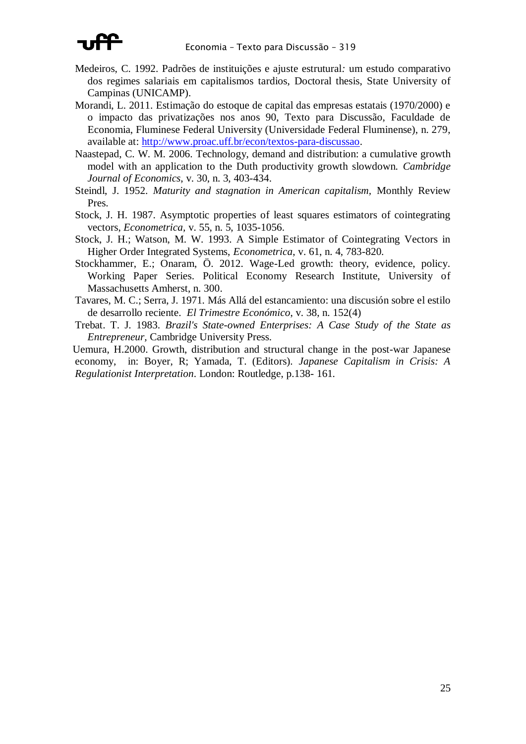Medeiros, C. 1992. Padrões de instituições e ajuste estrutural*:* um estudo comparativo dos regimes salariais em capitalismos tardios, Doctoral thesis, State University of Campinas (UNICAMP).

Morandi, L. 2011. Estimação do estoque de capital das empresas estatais (1970/2000) e o impacto das privatizações nos anos 90, Texto para Discussão, Faculdade de Economia, Fluminese Federal University (Universidade Federal Fluminense), n. 279, available at: http://www.proac.uff.br/econ/textos-para-discussao.

Naastepad, C. W. M. 2006. Technology, demand and distribution: a cumulative growth model with an application to the Duth productivity growth slowdown. *Cambridge Journal of Economics*, v. 30, n. 3, 403-434.

Steindl, J. 1952. *Maturity and stagnation in American capitalism*, Monthly Review Pres.

Stock, J. H. 1987. Asymptotic properties of least squares estimators of cointegrating vectors, *Econometrica,* v. 55, n. 5, 1035-1056.

Stock, J. H.; Watson, M. W. 1993. A Simple Estimator of Cointegrating Vectors in Higher Order Integrated Systems, *Econometrica*, v. 61, n. 4, 783-820.

Stockhammer, E.; Onaram, Ö. 2012. Wage-Led growth: theory, evidence, policy. Working Paper Series. Political Economy Research Institute, University of Massachusetts Amherst, n. 300.

Tavares, M. C.; Serra, J. 1971. Más Allá del estancamiento: una discusión sobre el estilo de desarrollo reciente. *El Trimestre Económico*, v. 38, n. 152(4)

Trebat. T. J. 1983. *Brazil's State-owned Enterprises: A Case Study of the State as Entrepreneur*, Cambridge University Press.

Uemura, H.2000. Growth, distribution and structural change in the post-war Japanese economy, in: Boyer, R; Yamada, T. (Editors). *Japanese Capitalism in Crisis: A Regulationist Interpretation*. London: Routledge, p.138- 161.